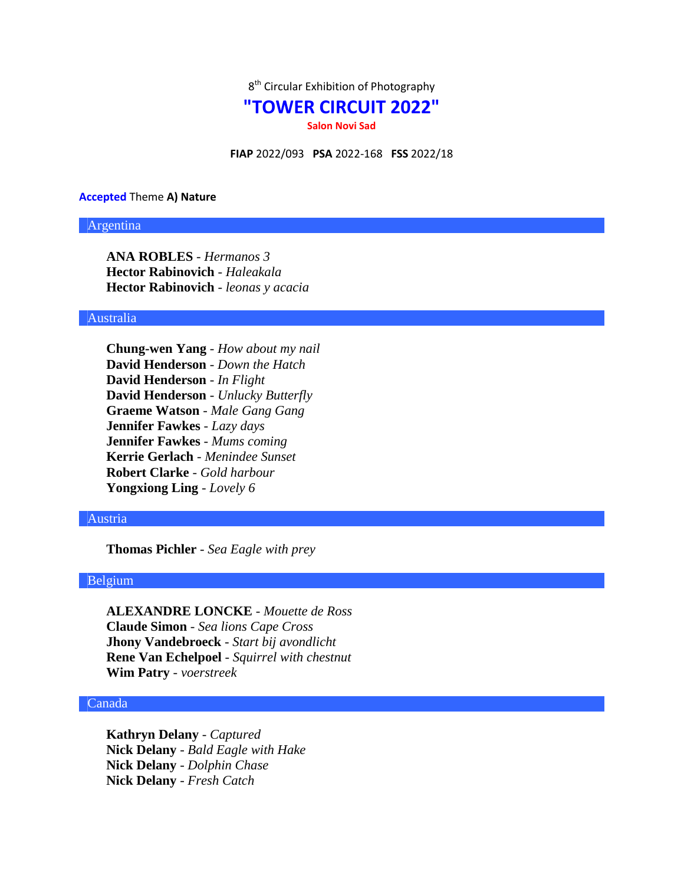8th Circular Exhibition of Photography

# "TOWER CIRCUIT 2022"

**Salon Novi Sad**

**FIAP** 2022/093 **PSA** 2022-168 **FSS** 2022/18

**Accepted** Theme **A) Nature**

## Argentina

**ANA ROBLES** - *Hermanos 3*
**Hector Rabinovich** - *Haleakala*
**Hector Rabinovich** - *leonas y acacia*

## Australia

**Chung-wen Yang** - *How about my nail*
**David Henderson** - *Down the Hatch*
**David Henderson** - *In Flight*
**David Henderson** - *Unlucky Butterfly*
**Graeme Watson** - *Male Gang Gang*
**Jennifer Fawkes** - *Lazy days*
**Jennifer Fawkes** - *Mums coming*
**Kerrie Gerlach** - *Menindee Sunset*
**Robert Clarke** - *Gold harbour*
**Yongxiong Ling** - *Lovely 6*

## Austria

**Thomas Pichler** - *Sea Eagle with prey*

## Belgium

**ALEXANDRE LONCKE** - *Mouette de Ross*
**Claude Simon** - *Sea lions Cape Cross*
**Jhony Vandebroeck** - *Start bij avondlicht*
**Rene Van Echelpoel** - *Squirrel with chestnut*
**Wim Patry** - *voerstreek*

## Canada

**Kathryn Delany** - *Captured*
**Nick Delany** - *Bald Eagle with Hake*
**Nick Delany** - *Dolphin Chase*
**Nick Delany** - *Fresh Catch*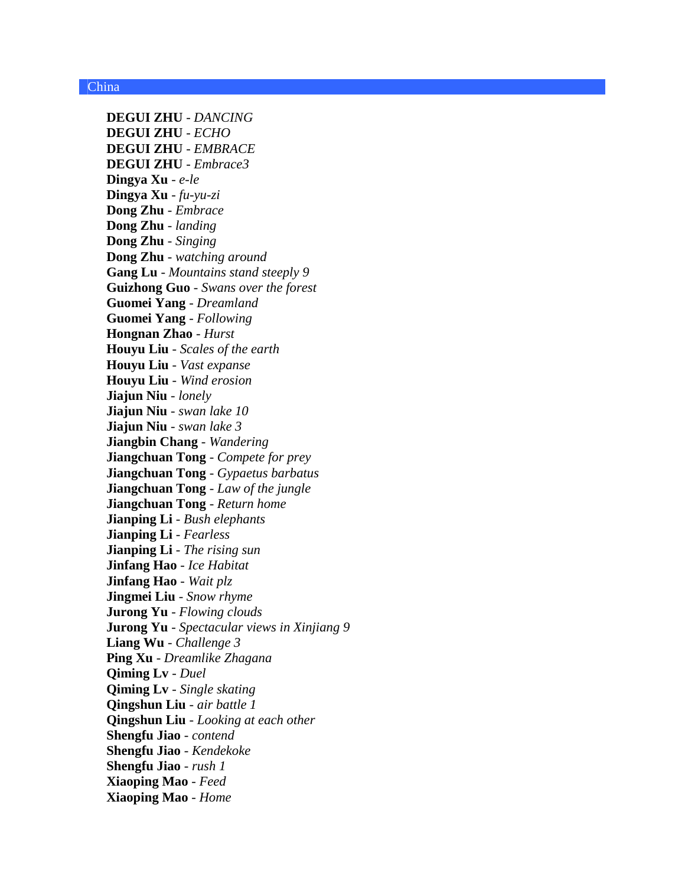## China

**DEGUI ZHU** - *DANCING*
**DEGUI ZHU** - *ECHO*
**DEGUI ZHU** - *EMBRACE*
**DEGUI ZHU** - *Embrace3*
**Dingya Xu** - *e-le*
**Dingya Xu** - *fu-yu-zi*
**Dong Zhu** - *Embrace*
**Dong Zhu** - *landing*
**Dong Zhu** - *Singing*
**Dong Zhu** - *watching around*
**Gang Lu** - *Mountains stand steeply 9*
**Guizhong Guo** - *Swans over the forest*
**Guomei Yang** - *Dreamland*
**Guomei Yang** - *Following*
**Hongnan Zhao** - *Hurst*
**Houyu Liu** - *Scales of the earth*
**Houyu Liu** - *Vast expanse*
**Houyu Liu** - *Wind erosion*
**Jiajun Niu** - *lonely*
**Jiajun Niu** - *swan lake 10*
**Jiajun Niu** - *swan lake 3*
**Jiangbin Chang** - *Wandering*
**Jiangchuan Tong** - *Compete for prey*
**Jiangchuan Tong** - *Gypaetus barbatus*
**Jiangchuan Tong** - *Law of the jungle*
**Jiangchuan Tong** - *Return home*
**Jianping Li** - *Bush elephants*
**Jianping Li** - *Fearless*
**Jianping Li** - *The rising sun*
**Jinfang Hao** - *Ice Habitat*
**Jinfang Hao** - *Wait plz*
**Jingmei Liu** - *Snow rhyme*
**Jurong Yu** - *Flowing clouds*
**Jurong Yu** - *Spectacular views in Xinjiang 9*
**Liang Wu** - *Challenge 3*
**Ping Xu** - *Dreamlike Zhagana*
**Qiming Lv** - *Duel*
**Qiming Lv** - *Single skating*
**Qingshun Liu** - *air battle 1*
**Qingshun Liu** - *Looking at each other*
**Shengfu Jiao** - *contend*
**Shengfu Jiao** - *Kendekoke*
**Shengfu Jiao** - *rush 1*
**Xiaoping Mao** - *Feed*
**Xiaoping Mao** - *Home*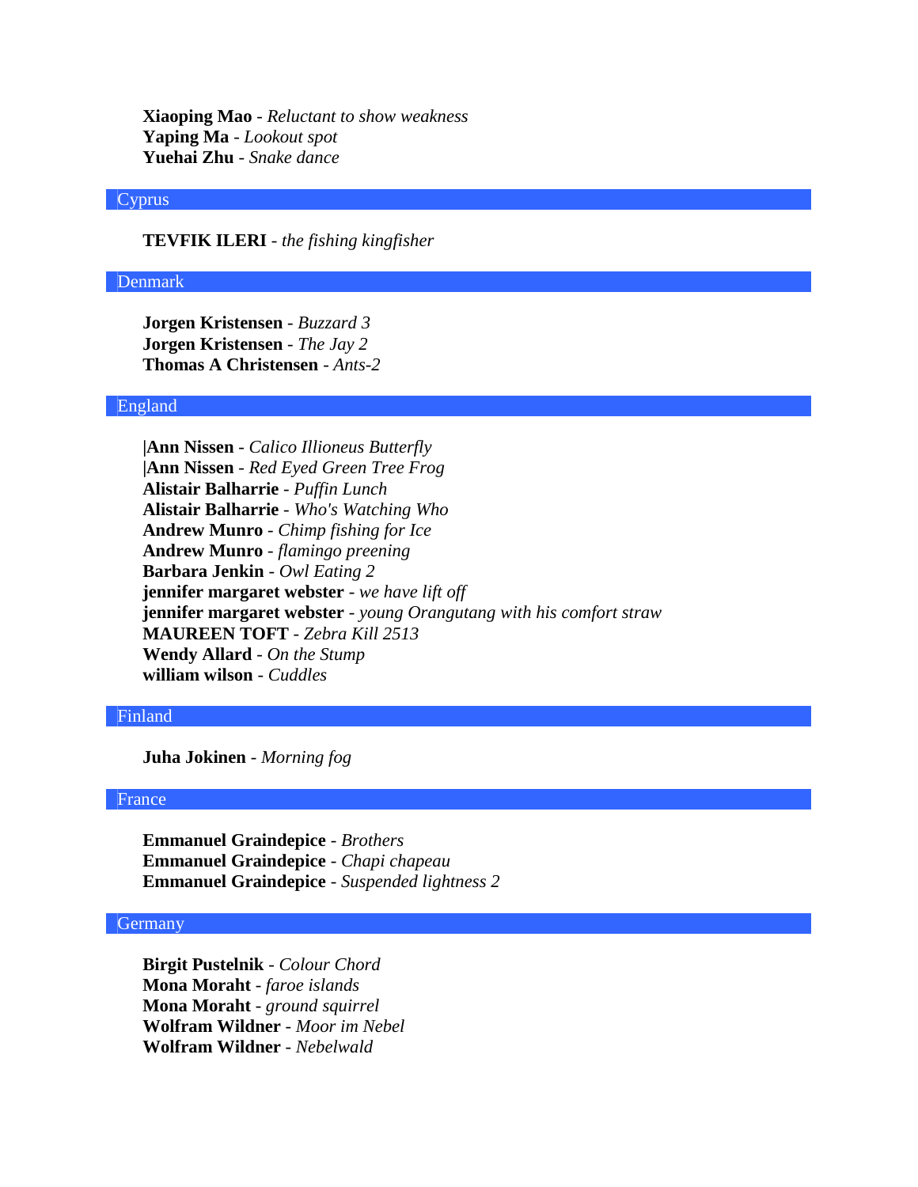**Xiaoping Mao** - *Reluctant to show weakness*
**Yaping Ma** - *Lookout spot*
**Yuehai Zhu** - *Snake dance*

## Cyprus

**TEVFIK ILERI** - *the fishing kingfisher*

## Denmark

**Jorgen Kristensen** - *Buzzard 3*
**Jorgen Kristensen** - *The Jay 2*
**Thomas A Christensen** - *Ants-2*

## England

**|Ann Nissen** - *Calico Illioneus Butterfly*
**|Ann Nissen** - *Red Eyed Green Tree Frog*
**Alistair Balharrie** - *Puffin Lunch*
**Alistair Balharrie** - *Who's Watching Who*
**Andrew Munro** - *Chimp fishing for Ice*
**Andrew Munro** - *flamingo preening*
**Barbara Jenkin** - *Owl Eating 2*
**jennifer margaret webster** - *we have lift off*
**jennifer margaret webster** - *young Orangutang with his comfort straw*
**MAUREEN TOFT** - *Zebra Kill 2513*
**Wendy Allard** - *On the Stump*
**william wilson** - *Cuddles*

## Finland

**Juha Jokinen** - *Morning fog*

## France

**Emmanuel Graindepice** - *Brothers*
**Emmanuel Graindepice** - *Chapi chapeau*
**Emmanuel Graindepice** - *Suspended lightness 2*

## Germany

**Birgit Pustelnik** - *Colour Chord*
**Mona Moraht** - *faroe islands*
**Mona Moraht** - *ground squirrel*
**Wolfram Wildner** - *Moor im Nebel*
**Wolfram Wildner** - *Nebelwald*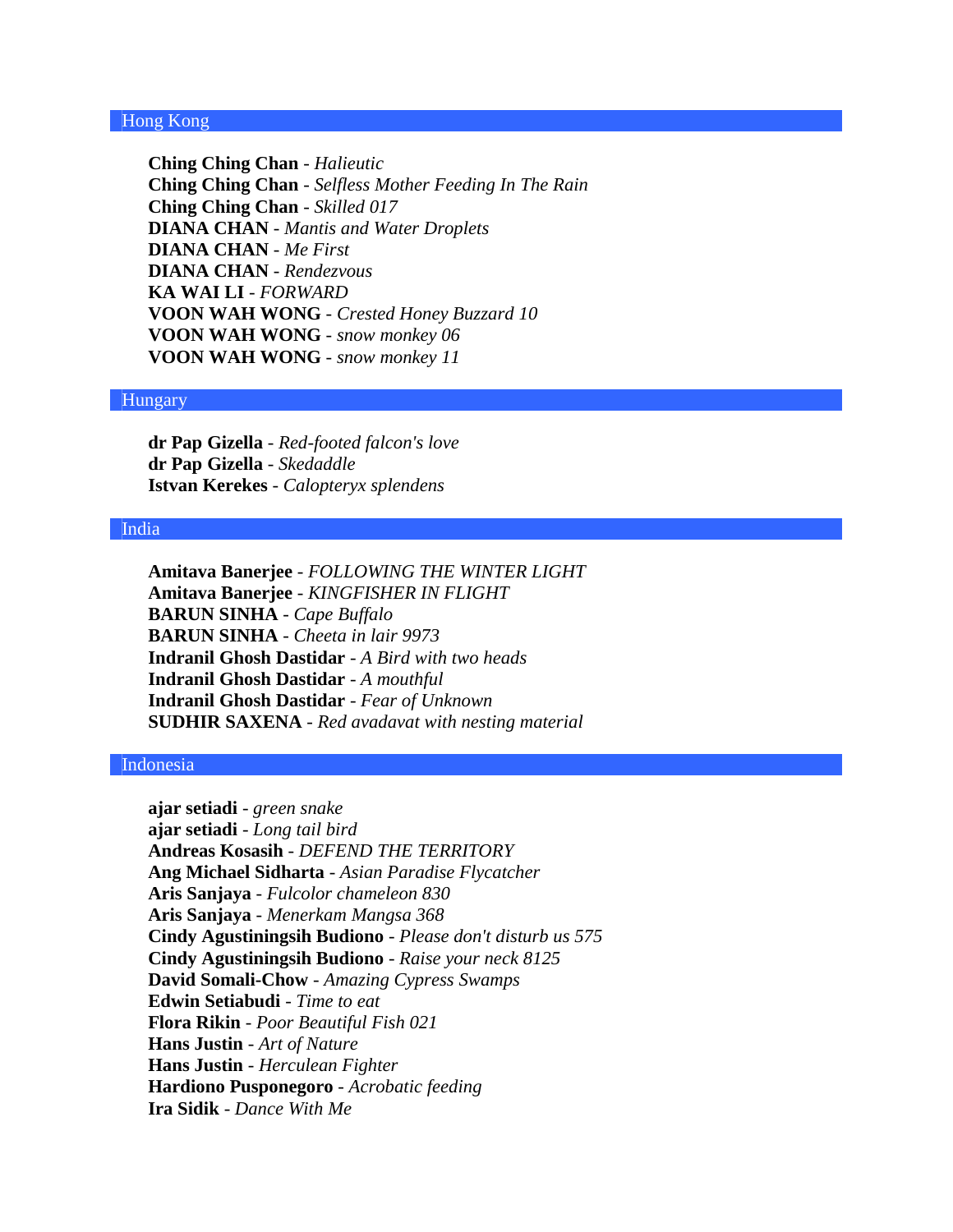## Hong Kong

**Ching Ching Chan** - *Halieutic*
**Ching Ching Chan** - *Selfless Mother Feeding In The Rain*
**Ching Ching Chan** - *Skilled 017*
**DIANA CHAN** - *Mantis and Water Droplets*
**DIANA CHAN** - *Me First*
**DIANA CHAN** - *Rendezvous*
**KA WAI LI** - *FORWARD*
**VOON WAH WONG** - *Crested Honey Buzzard 10*
**VOON WAH WONG** - *snow monkey 06*
**VOON WAH WONG** - *snow monkey 11*

## Hungary

**dr Pap Gizella** - *Red-footed falcon's love*
**dr Pap Gizella** - *Skedaddle*
**Istvan Kerekes** - *Calopteryx splendens*

## India

**Amitava Banerjee** - *FOLLOWING THE WINTER LIGHT*
**Amitava Banerjee** - *KINGFISHER IN FLIGHT*
**BARUN SINHA** - *Cape Buffalo*
**BARUN SINHA** - *Cheeta in lair 9973*
**Indranil Ghosh Dastidar** - *A Bird with two heads*
**Indranil Ghosh Dastidar** - *A mouthful*
**Indranil Ghosh Dastidar** - *Fear of Unknown*
**SUDHIR SAXENA** - *Red avadavat with nesting material*

## Indonesia

**ajar setiadi** - *green snake*
**ajar setiadi** - *Long tail bird*
**Andreas Kosasih** - *DEFEND THE TERRITORY*
**Ang Michael Sidharta** - *Asian Paradise Flycatcher*
**Aris Sanjaya** - *Fulcolor chameleon 830*
**Aris Sanjaya** - *Menerkam Mangsa 368*
**Cindy Agustiningsih Budiono** - *Please don't disturb us 575*
**Cindy Agustiningsih Budiono** - *Raise your neck 8125*
**David Somali-Chow** - *Amazing Cypress Swamps*
**Edwin Setiabudi** - *Time to eat*
**Flora Rikin** - *Poor Beautiful Fish 021*
**Hans Justin** - *Art of Nature*
**Hans Justin** - *Herculean Fighter*
**Hardiono Pusponegoro** - *Acrobatic feeding*
**Ira Sidik** - *Dance With Me*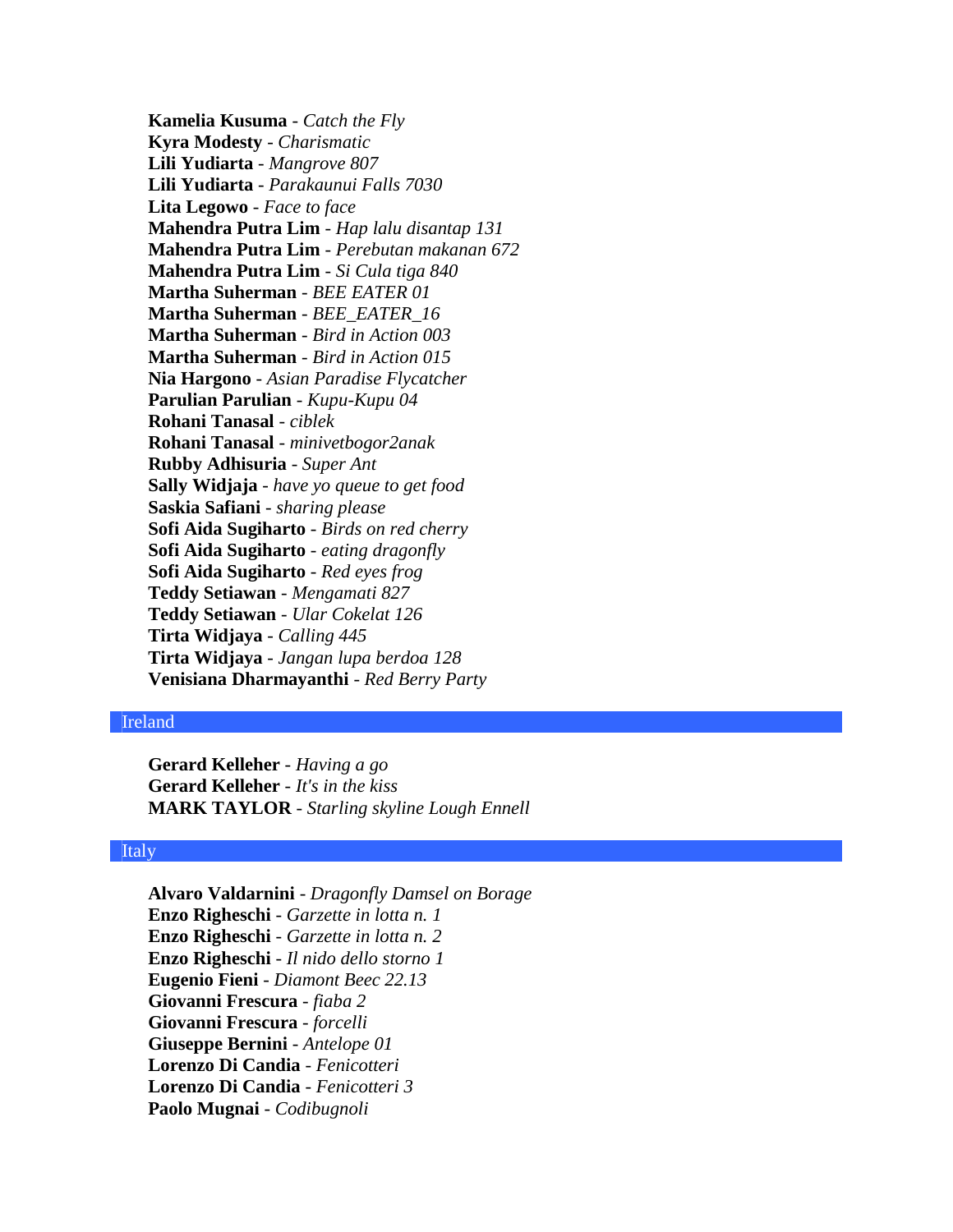**Kamelia Kusuma** - *Catch the Fly*
**Kyra Modesty** - *Charismatic*
**Lili Yudiarta** - *Mangrove 807*
**Lili Yudiarta** - *Parakaunui Falls 7030*
**Lita Legowo** - *Face to face*
**Mahendra Putra Lim** - *Hap lalu disantap 131*
**Mahendra Putra Lim** - *Perebutan makanan 672*
**Mahendra Putra Lim** - *Si Cula tiga 840*
**Martha Suherman** - *BEE EATER 01*
**Martha Suherman** - *BEE_EATER_16*
**Martha Suherman** - *Bird in Action 003*
**Martha Suherman** - *Bird in Action 015*
**Nia Hargono** - *Asian Paradise Flycatcher*
**Parulian Parulian** - *Kupu-Kupu 04*
**Rohani Tanasal** - *ciblek*
**Rohani Tanasal** - *minivetbogor2anak*
**Rubby Adhisuria** - *Super Ant*
**Sally Widjaja** - *have yo queue to get food*
**Saskia Safiani** - *sharing please*
**Sofi Aida Sugiharto** - *Birds on red cherry*
**Sofi Aida Sugiharto** - *eating dragonfly*
**Sofi Aida Sugiharto** - *Red eyes frog*
**Teddy Setiawan** - *Mengamati 827*
**Teddy Setiawan** - *Ular Cokelat 126*
**Tirta Widjaya** - *Calling 445*
**Tirta Widjaya** - *Jangan lupa berdoa 128*
**Venisiana Dharmayanthi** - *Red Berry Party*

## Ireland

**Gerard Kelleher** - *Having a go*
**Gerard Kelleher** - *It's in the kiss*
**MARK TAYLOR** - *Starling skyline Lough Ennell*

## Italy

**Alvaro Valdarnini** - *Dragonfly Damsel on Borage*
**Enzo Righeschi** - *Garzette in lotta n. 1*
**Enzo Righeschi** - *Garzette in lotta n. 2*
**Enzo Righeschi** - *Il nido dello storno 1*
**Eugenio Fieni** - *Diamont Beec 22.13*
**Giovanni Frescura** - *fiaba 2*
**Giovanni Frescura** - *forcelli*
**Giuseppe Bernini** - *Antelope 01*
**Lorenzo Di Candia** - *Fenicotteri*
**Lorenzo Di Candia** - *Fenicotteri 3*
**Paolo Mugnai** - *Codibugnoli*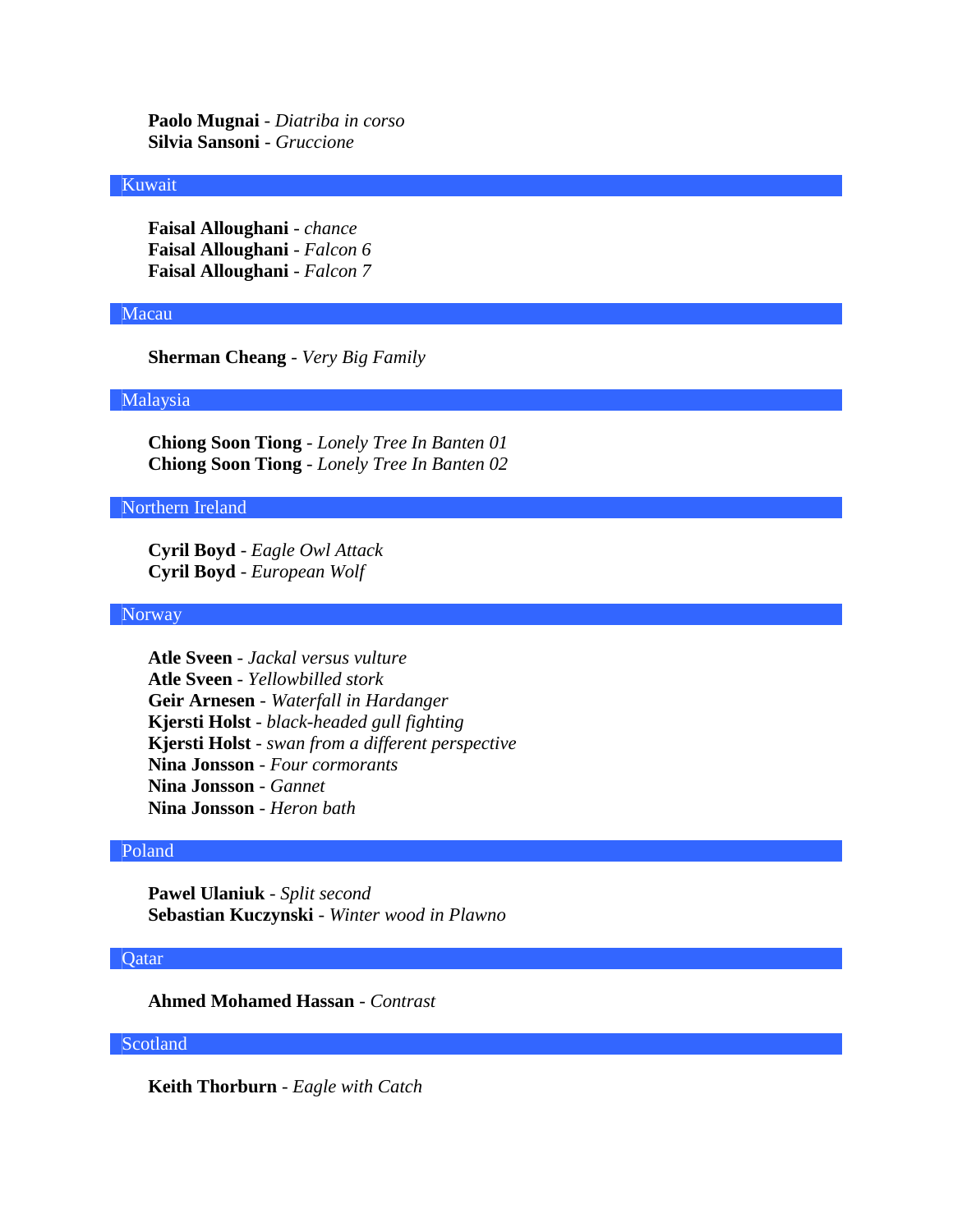**Paolo Mugnai** - *Diatriba in corso*
**Silvia Sansoni** - *Gruccione*

## Kuwait

**Faisal Alloughani** - *chance*
**Faisal Alloughani** - *Falcon 6*
**Faisal Alloughani** - *Falcon 7*

## Macau

**Sherman Cheang** - *Very Big Family*

## Malaysia

**Chiong Soon Tiong** - *Lonely Tree In Banten 01*
**Chiong Soon Tiong** - *Lonely Tree In Banten 02*

## Northern Ireland

**Cyril Boyd** - *Eagle Owl Attack*
**Cyril Boyd** - *European Wolf*

## Norway

**Atle Sveen** - *Jackal versus vulture*
**Atle Sveen** - *Yellowbilled stork*
**Geir Arnesen** - *Waterfall in Hardanger*
**Kjersti Holst** - *black-headed gull fighting*
**Kjersti Holst** - *swan from a different perspective*
**Nina Jonsson** - *Four cormorants*
**Nina Jonsson** - *Gannet*
**Nina Jonsson** - *Heron bath*

## Poland

**Pawel Ulaniuk** - *Split second*
**Sebastian Kuczynski** - *Winter wood in Plawno*

## Qatar

**Ahmed Mohamed Hassan** - *Contrast*

## Scotland

**Keith Thorburn** - *Eagle with Catch*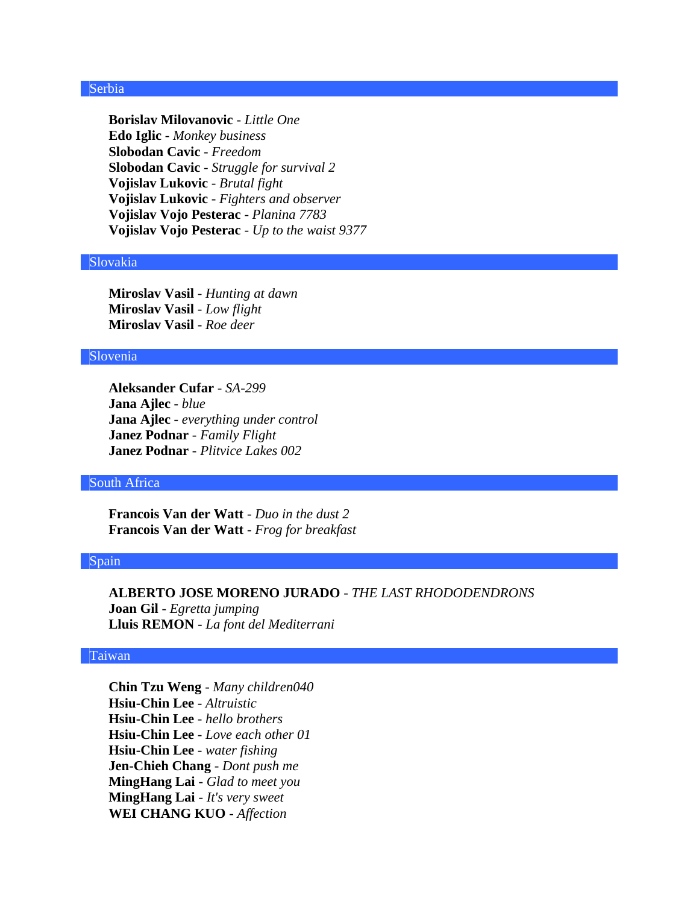## Serbia

**Borislav Milovanovic** - *Little One*
**Edo Iglic** - *Monkey business*
**Slobodan Cavic** - *Freedom*
**Slobodan Cavic** - *Struggle for survival 2*
**Vojislav Lukovic** - *Brutal fight*
**Vojislav Lukovic** - *Fighters and observer*
**Vojislav Vojo Pesterac** - *Planina 7783*
**Vojislav Vojo Pesterac** - *Up to the waist 9377*

## Slovakia

**Miroslav Vasil** - *Hunting at dawn*
**Miroslav Vasil** - *Low flight*
**Miroslav Vasil** - *Roe deer*

## Slovenia

**Aleksander Cufar** - *SA-299*
**Jana Ajlec** - *blue*
**Jana Ajlec** - *everything under control*
**Janez Podnar** - *Family Flight*
**Janez Podnar** - *Plitvice Lakes 002*

## South Africa

**Francois Van der Watt** - *Duo in the dust 2*
**Francois Van der Watt** - *Frog for breakfast*

## Spain

**ALBERTO JOSE MORENO JURADO** - *THE LAST RHODODENDRONS*
**Joan Gil** - *Egretta jumping*
**Lluis REMON** - *La font del Mediterrani*

## Taiwan

**Chin Tzu Weng** - *Many children040*
**Hsiu-Chin Lee** - *Altruistic*
**Hsiu-Chin Lee** - *hello brothers*
**Hsiu-Chin Lee** - *Love each other 01*
**Hsiu-Chin Lee** - *water fishing*
**Jen-Chieh Chang** - *Dont push me*
**MingHang Lai** - *Glad to meet you*
**MingHang Lai** - *It's very sweet*
**WEI CHANG KUO** - *Affection*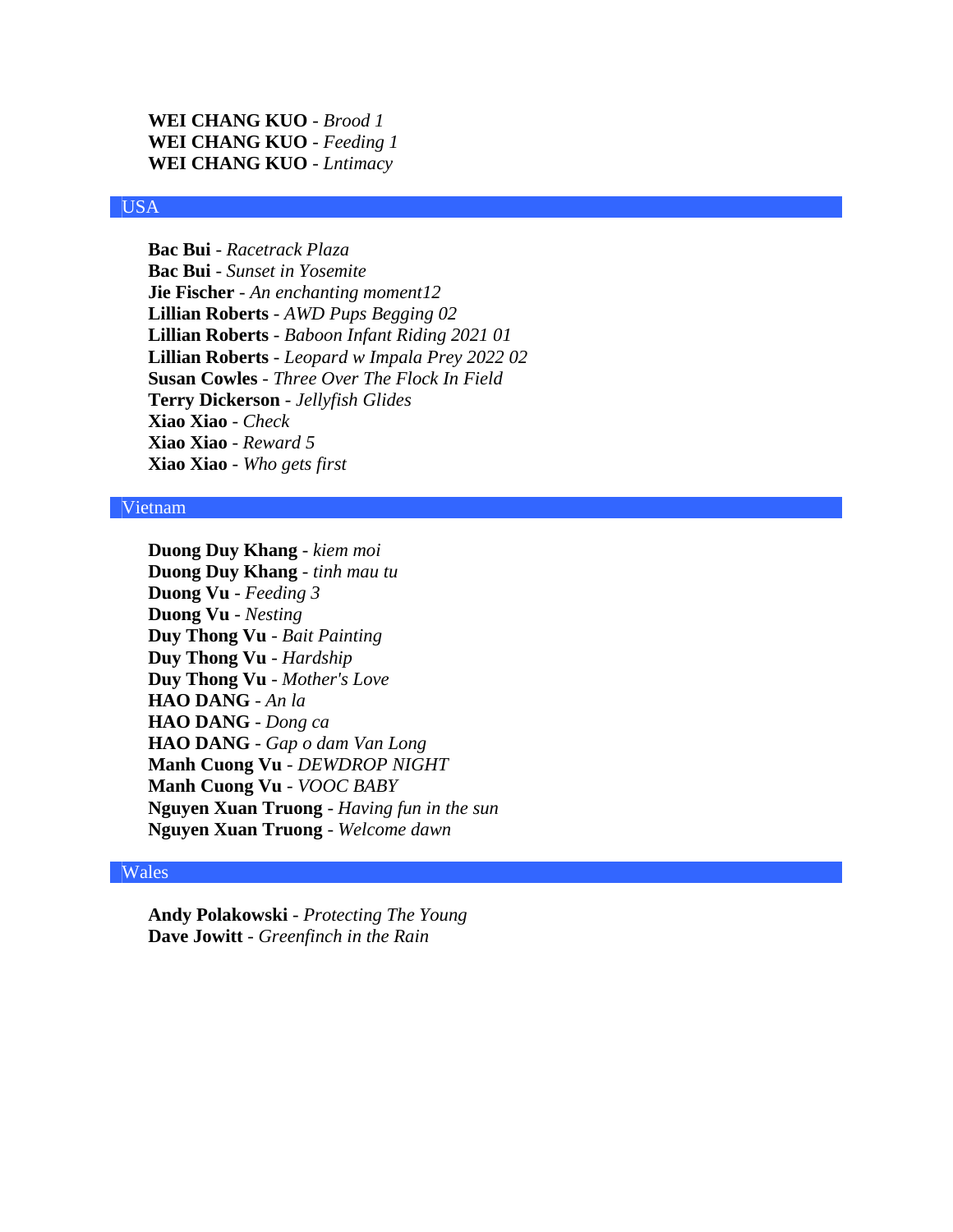**WEI CHANG KUO** - *Brood 1*
**WEI CHANG KUO** - *Feeding 1*
**WEI CHANG KUO** - *Lntimacy*

## USA

**Bac Bui** - *Racetrack Plaza*
**Bac Bui** - *Sunset in Yosemite*
**Jie Fischer** - *An enchanting moment12*
**Lillian Roberts** - *AWD Pups Begging 02*
**Lillian Roberts** - *Baboon Infant Riding 2021 01*
**Lillian Roberts** - *Leopard w Impala Prey 2022 02*
**Susan Cowles** - *Three Over The Flock In Field*
**Terry Dickerson** - *Jellyfish Glides*
**Xiao Xiao** - *Check*
**Xiao Xiao** - *Reward 5*
**Xiao Xiao** - *Who gets first*

## Vietnam

**Duong Duy Khang** - *kiem moi*
**Duong Duy Khang** - *tinh mau tu*
**Duong Vu** - *Feeding 3*
**Duong Vu** - *Nesting*
**Duy Thong Vu** - *Bait Painting*
**Duy Thong Vu** - *Hardship*
**Duy Thong Vu** - *Mother's Love*
**HAO DANG** - *An la*
**HAO DANG** - *Dong ca*
**HAO DANG** - *Gap o dam Van Long*
**Manh Cuong Vu** - *DEWDROP NIGHT*
**Manh Cuong Vu** - *VOOC BABY*
**Nguyen Xuan Truong** - *Having fun in the sun*
**Nguyen Xuan Truong** - *Welcome dawn*

## Wales

**Andy Polakowski** - *Protecting The Young*
**Dave Jowitt** - *Greenfinch in the Rain*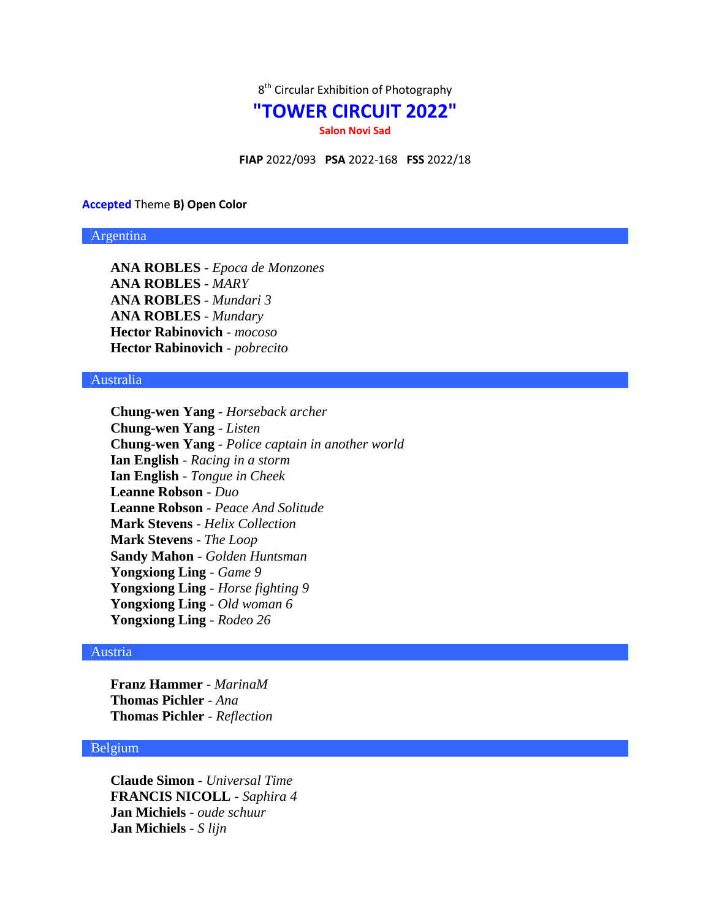8th Circular Exhibition of Photography

# "TOWER CIRCUIT 2022"

**Salon Novi Sad**

**FIAP** 2022/093 **PSA** 2022-168 **FSS** 2022/18

**Accepted** Theme **B) Open Color**

## Argentina

**ANA ROBLES** - *Epoca de Monzones*
**ANA ROBLES** - *MARY*
**ANA ROBLES** - *Mundari 3*
**ANA ROBLES** - *Mundary*
**Hector Rabinovich** - *mocoso*
**Hector Rabinovich** - *pobrecito*

## Australia

**Chung-wen Yang** - *Horseback archer*
**Chung-wen Yang** - *Listen*
**Chung-wen Yang** - *Police captain in another world*
**Ian English** - *Racing in a storm*
**Ian English** - *Tongue in Cheek*
**Leanne Robson** - *Duo*
**Leanne Robson** - *Peace And Solitude*
**Mark Stevens** - *Helix Collection*
**Mark Stevens** - *The Loop*
**Sandy Mahon** - *Golden Huntsman*
**Yongxiong Ling** - *Game 9*
**Yongxiong Ling** - *Horse fighting 9*
**Yongxiong Ling** - *Old woman 6*
**Yongxiong Ling** - *Rodeo 26*

## Austria

**Franz Hammer** - *MarinaM*
**Thomas Pichler** - *Ana*
**Thomas Pichler** - *Reflection*

## Belgium

**Claude Simon** - *Universal Time*
**FRANCIS NICOLL** - *Saphira 4*
**Jan Michiels** - *oude schuur*
**Jan Michiels** - *S lijn*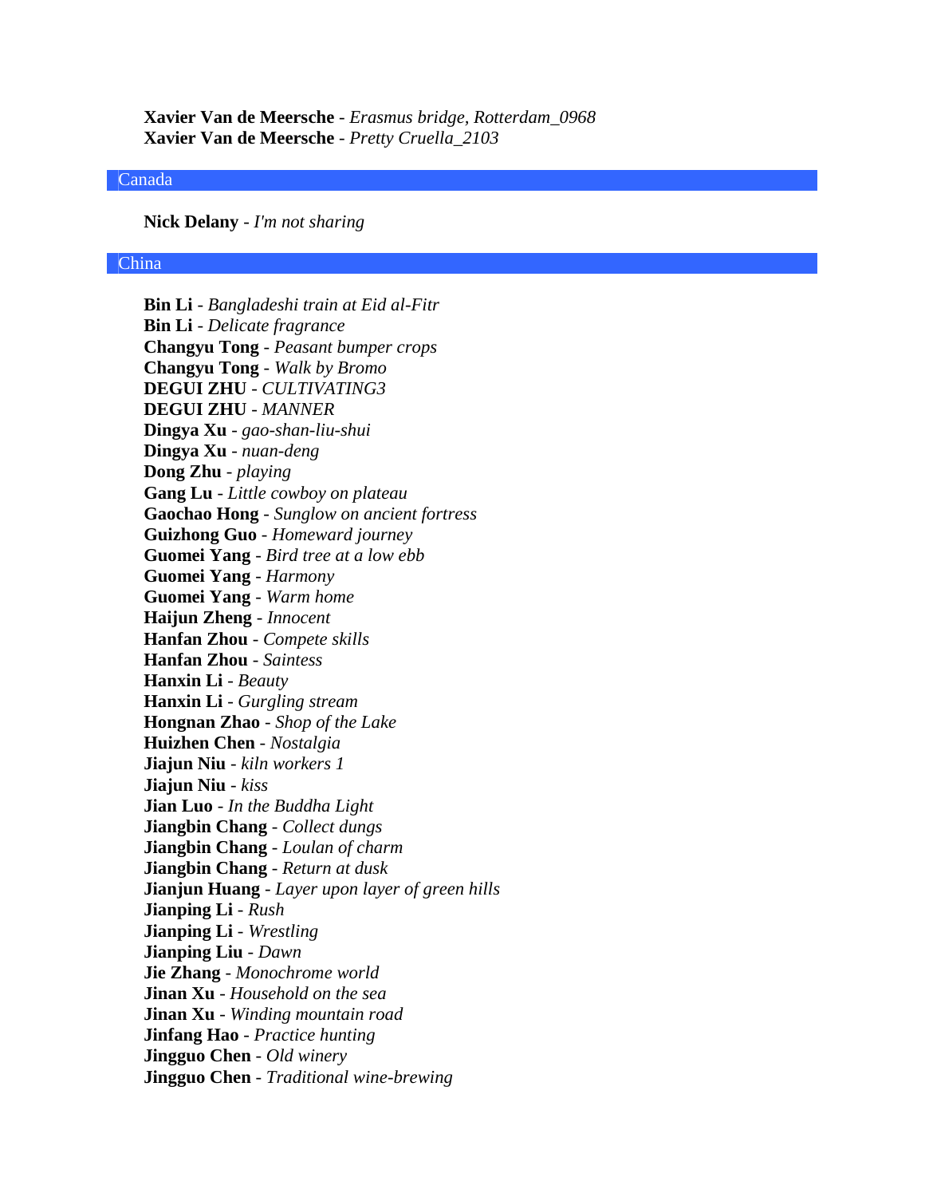**Xavier Van de Meersche** - *Erasmus bridge, Rotterdam_0968*
**Xavier Van de Meersche** - *Pretty Cruella_2103*

## Canada

**Nick Delany** - *I'm not sharing*

## China

**Bin Li** - *Bangladeshi train at Eid al-Fitr*
**Bin Li** - *Delicate fragrance*
**Changyu Tong** - *Peasant bumper crops*
**Changyu Tong** - *Walk by Bromo*
**DEGUI ZHU** - *CULTIVATING3*
**DEGUI ZHU** - *MANNER*
**Dingya Xu** - *gao-shan-liu-shui*
**Dingya Xu** - *nuan-deng*
**Dong Zhu** - *playing*
**Gang Lu** - *Little cowboy on plateau*
**Gaochao Hong** - *Sunglow on ancient fortress*
**Guizhong Guo** - *Homeward journey*
**Guomei Yang** - *Bird tree at a low ebb*
**Guomei Yang** - *Harmony*
**Guomei Yang** - *Warm home*
**Haijun Zheng** - *Innocent*
**Hanfan Zhou** - *Compete skills*
**Hanfan Zhou** - *Saintess*
**Hanxin Li** - *Beauty*
**Hanxin Li** - *Gurgling stream*
**Hongnan Zhao** - *Shop of the Lake*
**Huizhen Chen** - *Nostalgia*
**Jiajun Niu** - *kiln workers 1*
**Jiajun Niu** - *kiss*
**Jian Luo** - *In the Buddha Light*
**Jiangbin Chang** - *Collect dungs*
**Jiangbin Chang** - *Loulan of charm*
**Jiangbin Chang** - *Return at dusk*
**Jianjun Huang** - *Layer upon layer of green hills*
**Jianping Li** - *Rush*
**Jianping Li** - *Wrestling*
**Jianping Liu** - *Dawn*
**Jie Zhang** - *Monochrome world*
**Jinan Xu** - *Household on the sea*
**Jinan Xu** - *Winding mountain road*
**Jinfang Hao** - *Practice hunting*
**Jingguo Chen** - *Old winery*
**Jingguo Chen** - *Traditional wine-brewing*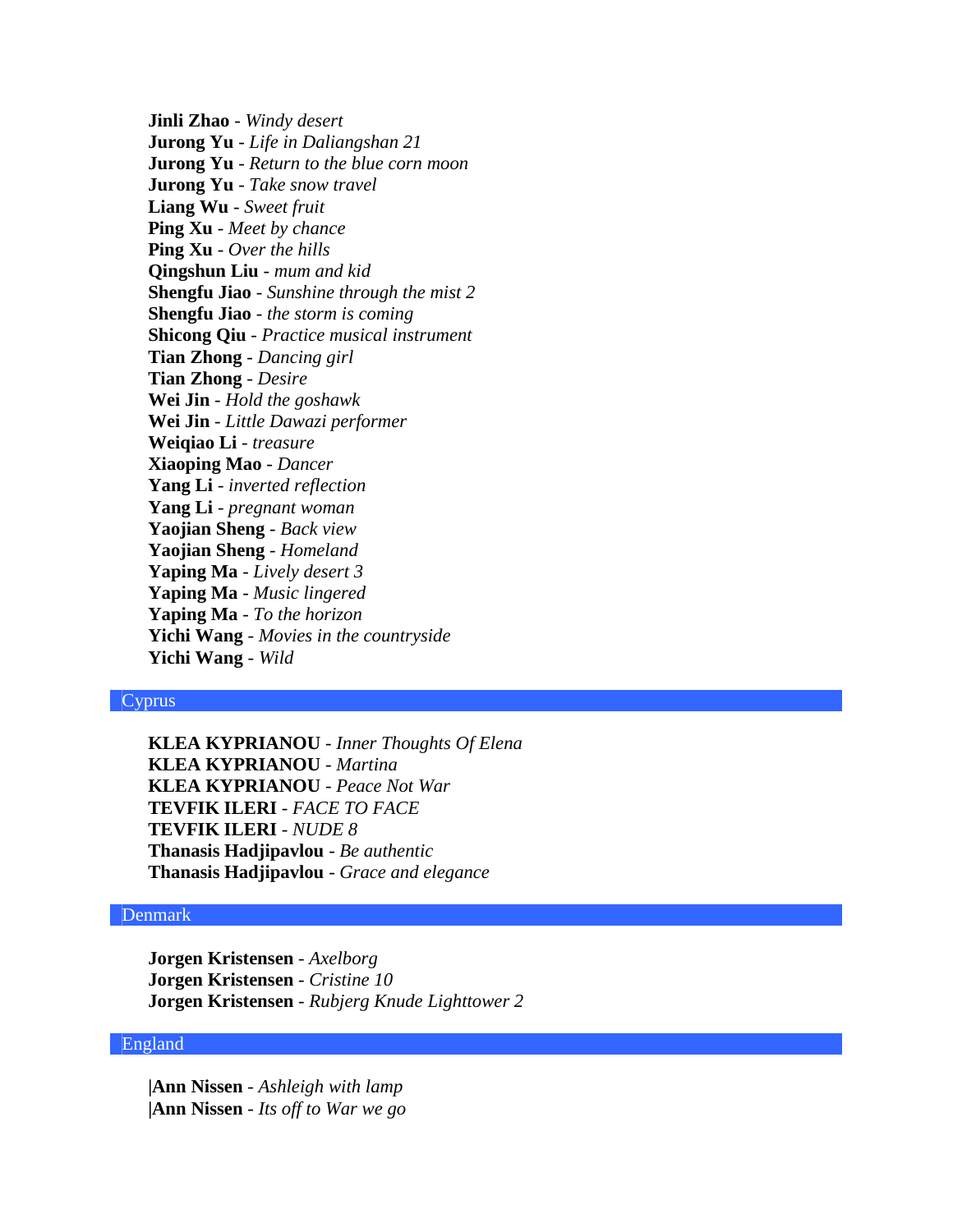**Jinli Zhao** - *Windy desert*
**Jurong Yu** - *Life in Daliangshan 21*
**Jurong Yu** - *Return to the blue corn moon*
**Jurong Yu** - *Take snow travel*
**Liang Wu** - *Sweet fruit*
**Ping Xu** - *Meet by chance*
**Ping Xu** - *Over the hills*
**Qingshun Liu** - *mum and kid*
**Shengfu Jiao** - *Sunshine through the mist 2*
**Shengfu Jiao** - *the storm is coming*
**Shicong Qiu** - *Practice musical instrument*
**Tian Zhong** - *Dancing girl*
**Tian Zhong** - *Desire*
**Wei Jin** - *Hold the goshawk*
**Wei Jin** - *Little Dawazi performer*
**Weiqiao Li** - *treasure*
**Xiaoping Mao** - *Dancer*
**Yang Li** - *inverted reflection*
**Yang Li** - *pregnant woman*
**Yaojian Sheng** - *Back view*
**Yaojian Sheng** - *Homeland*
**Yaping Ma** - *Lively desert 3*
**Yaping Ma** - *Music lingered*
**Yaping Ma** - *To the horizon*
**Yichi Wang** - *Movies in the countryside*
**Yichi Wang** - *Wild*

## Cyprus

**KLEA KYPRIANOU** - *Inner Thoughts Of Elena*
**KLEA KYPRIANOU** - *Martina*
**KLEA KYPRIANOU** - *Peace Not War*
**TEVFIK ILERI** - *FACE TO FACE*
**TEVFIK ILERI** - *NUDE 8*
**Thanasis Hadjipavlou** - *Be authentic*
**Thanasis Hadjipavlou** - *Grace and elegance*

## Denmark

**Jorgen Kristensen** - *Axelborg*
**Jorgen Kristensen** - *Cristine 10*
**Jorgen Kristensen** - *Rubjerg Knude Lighttower 2*

## England

**|Ann Nissen** - *Ashleigh with lamp*
**|Ann Nissen** - *Its off to War we go*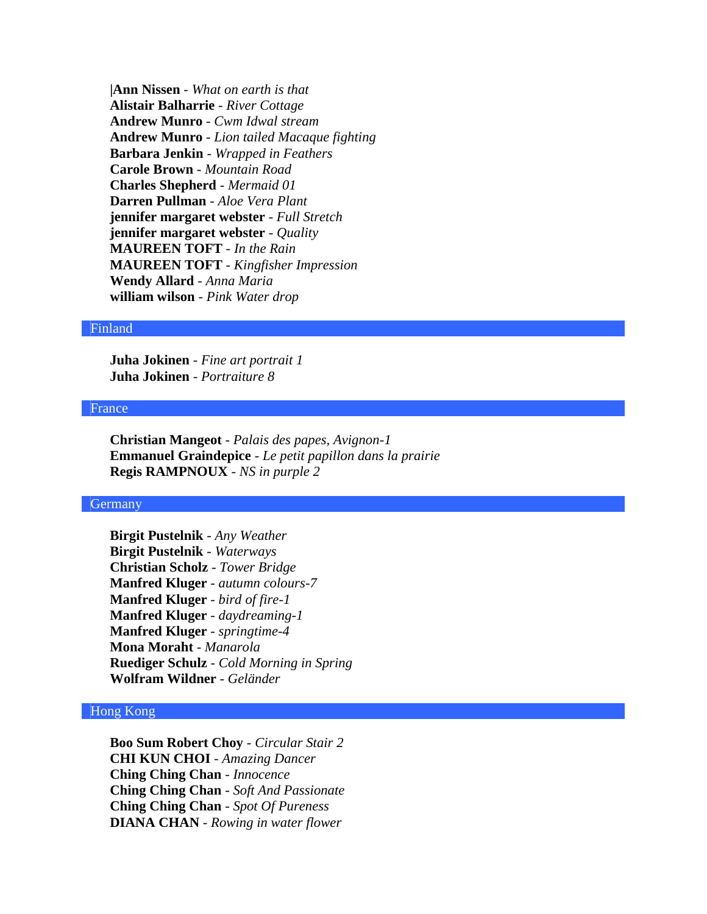|**Ann Nissen** - *What on earth is that*
**Alistair Balharrie** - *River Cottage*
**Andrew Munro** - *Cwm Idwal stream*
**Andrew Munro** - *Lion tailed Macaque fighting*
**Barbara Jenkin** - *Wrapped in Feathers*
**Carole Brown** - *Mountain Road*
**Charles Shepherd** - *Mermaid 01*
**Darren Pullman** - *Aloe Vera Plant*
**jennifer margaret webster** - *Full Stretch*
**jennifer margaret webster** - *Quality*
**MAUREEN TOFT** - *In the Rain*
**MAUREEN TOFT** - *Kingfisher Impression*
**Wendy Allard** - *Anna Maria*
**william wilson** - *Pink Water drop*

## Finland

**Juha Jokinen** - *Fine art portrait 1*
**Juha Jokinen** - *Portraiture 8*

## France

**Christian Mangeot** - *Palais des papes, Avignon-1*
**Emmanuel Graindepice** - *Le petit papillon dans la prairie*
**Regis RAMPNOUX** - *NS in purple 2*

## Germany

**Birgit Pustelnik** - *Any Weather*
**Birgit Pustelnik** - *Waterways*
**Christian Scholz** - *Tower Bridge*
**Manfred Kluger** - *autumn colours-7*
**Manfred Kluger** - *bird of fire-1*
**Manfred Kluger** - *daydreaming-1*
**Manfred Kluger** - *springtime-4*
**Mona Moraht** - *Manarola*
**Ruediger Schulz** - *Cold Morning in Spring*
**Wolfram Wildner** - *Geländer*

## Hong Kong

**Boo Sum Robert Choy** - *Circular Stair 2*
**CHI KUN CHOI** - *Amazing Dancer*
**Ching Ching Chan** - *Innocence*
**Ching Ching Chan** - *Soft And Passionate*
**Ching Ching Chan** - *Spot Of Pureness*
**DIANA CHAN** - *Rowing in water flower*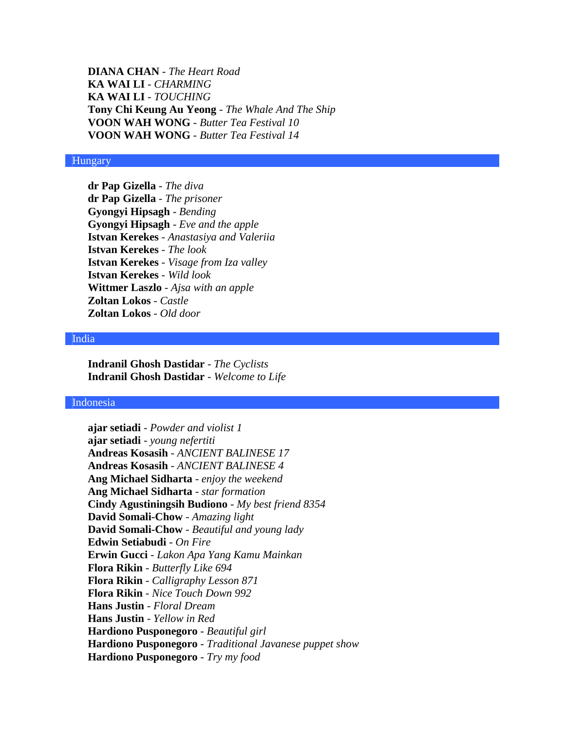**DIANA CHAN** - *The Heart Road*
**KA WAI LI** - *CHARMING*
**KA WAI LI** - *TOUCHING*
**Tony Chi Keung Au Yeong** - *The Whale And The Ship*
**VOON WAH WONG** - *Butter Tea Festival 10*
**VOON WAH WONG** - *Butter Tea Festival 14*

## Hungary

**dr Pap Gizella** - *The diva*
**dr Pap Gizella** - *The prisoner*
**Gyongyi Hipsagh** - *Bending*
**Gyongyi Hipsagh** - *Eve and the apple*
**Istvan Kerekes** - *Anastasiya and Valeriia*
**Istvan Kerekes** - *The look*
**Istvan Kerekes** - *Visage from Iza valley*
**Istvan Kerekes** - *Wild look*
**Wittmer Laszlo** - *Ajsa with an apple*
**Zoltan Lokos** - *Castle*
**Zoltan Lokos** - *Old door*

## India

**Indranil Ghosh Dastidar** - *The Cyclists*
**Indranil Ghosh Dastidar** - *Welcome to Life*

## Indonesia

**ajar setiadi** - *Powder and violist 1*
**ajar setiadi** - *young nefertiti*
**Andreas Kosasih** - *ANCIENT BALINESE 17*
**Andreas Kosasih** - *ANCIENT BALINESE 4*
**Ang Michael Sidharta** - *enjoy the weekend*
**Ang Michael Sidharta** - *star formation*
**Cindy Agustiningsih Budiono** - *My best friend 8354*
**David Somali-Chow** - *Amazing light*
**David Somali-Chow** - *Beautiful and young lady*
**Edwin Setiabudi** - *On Fire*
**Erwin Gucci** - *Lakon Apa Yang Kamu Mainkan*
**Flora Rikin** - *Butterfly Like 694*
**Flora Rikin** - *Calligraphy Lesson 871*
**Flora Rikin** - *Nice Touch Down 992*
**Hans Justin** - *Floral Dream*
**Hans Justin** - *Yellow in Red*
**Hardiono Pusponegoro** - *Beautiful girl*
**Hardiono Pusponegoro** - *Traditional Javanese puppet show*
**Hardiono Pusponegoro** - *Try my food*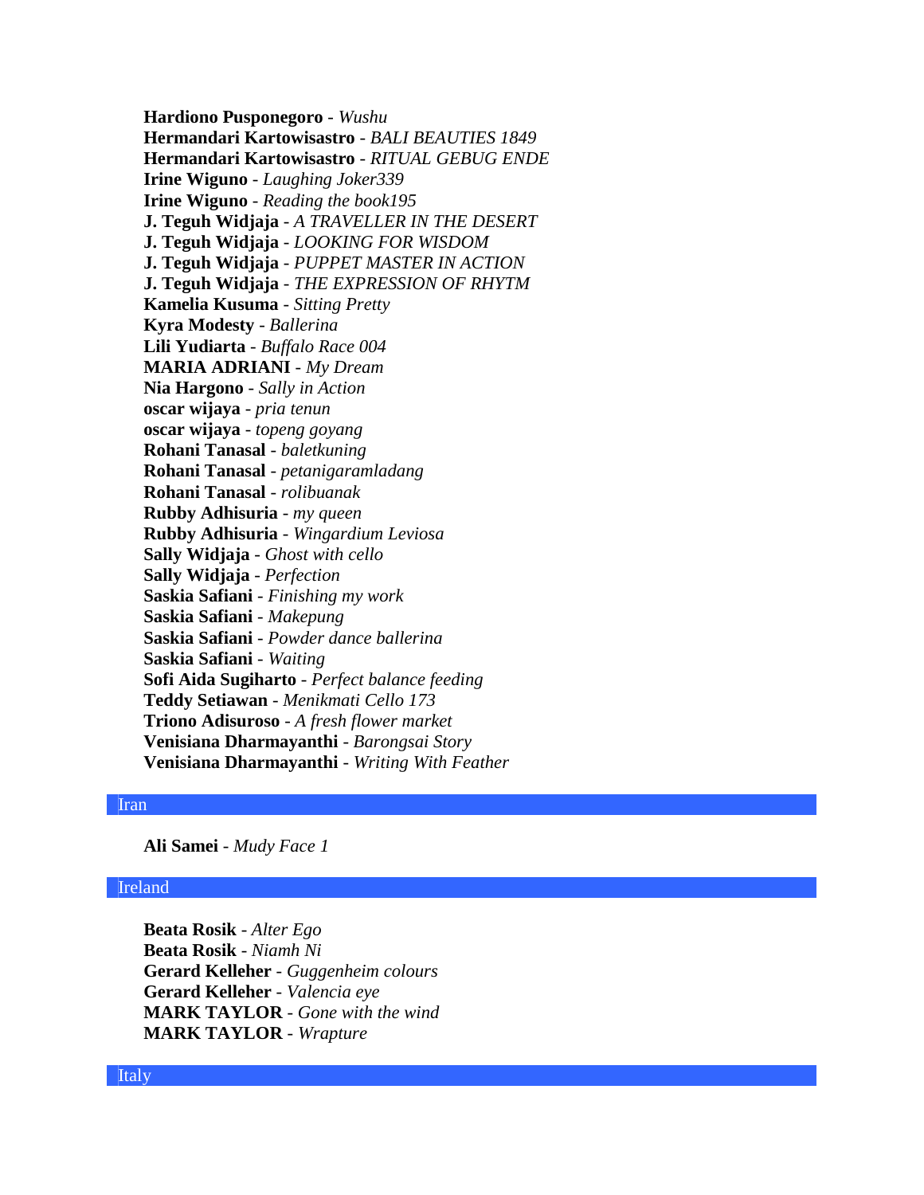**Hardiono Pusponegoro** - *Wushu*
**Hermandari Kartowisastro** - *BALI BEAUTIES 1849*
**Hermandari Kartowisastro** - *RITUAL GEBUG ENDE*
**Irine Wiguno** - *Laughing Joker339*
**Irine Wiguno** - *Reading the book195*
**J. Teguh Widjaja** - *A TRAVELLER IN THE DESERT*
**J. Teguh Widjaja** - *LOOKING FOR WISDOM*
**J. Teguh Widjaja** - *PUPPET MASTER IN ACTION*
**J. Teguh Widjaja** - *THE EXPRESSION OF RHYTM*
**Kamelia Kusuma** - *Sitting Pretty*
**Kyra Modesty** - *Ballerina*
**Lili Yudiarta** - *Buffalo Race 004*
**MARIA ADRIANI** - *My Dream*
**Nia Hargono** - *Sally in Action*
**oscar wijaya** - *pria tenun*
**oscar wijaya** - *topeng goyang*
**Rohani Tanasal** - *baletkuning*
**Rohani Tanasal** - *petanigaramladang*
**Rohani Tanasal** - *rolibuanak*
**Rubby Adhisuria** - *my queen*
**Rubby Adhisuria** - *Wingardium Leviosa*
**Sally Widjaja** - *Ghost with cello*
**Sally Widjaja** - *Perfection*
**Saskia Safiani** - *Finishing my work*
**Saskia Safiani** - *Makepung*
**Saskia Safiani** - *Powder dance ballerina*
**Saskia Safiani** - *Waiting*
**Sofi Aida Sugiharto** - *Perfect balance feeding*
**Teddy Setiawan** - *Menikmati Cello 173*
**Triono Adisuroso** - *A fresh flower market*
**Venisiana Dharmayanthi** - *Barongsai Story*
**Venisiana Dharmayanthi** - *Writing With Feather*

## Iran

**Ali Samei** - *Mudy Face 1*

## Ireland

**Beata Rosik** - *Alter Ego*
**Beata Rosik** - *Niamh Ni*
**Gerard Kelleher** - *Guggenheim colours*
**Gerard Kelleher** - *Valencia eye*
**MARK TAYLOR** - *Gone with the wind*
**MARK TAYLOR** - *Wrapture*

## Italy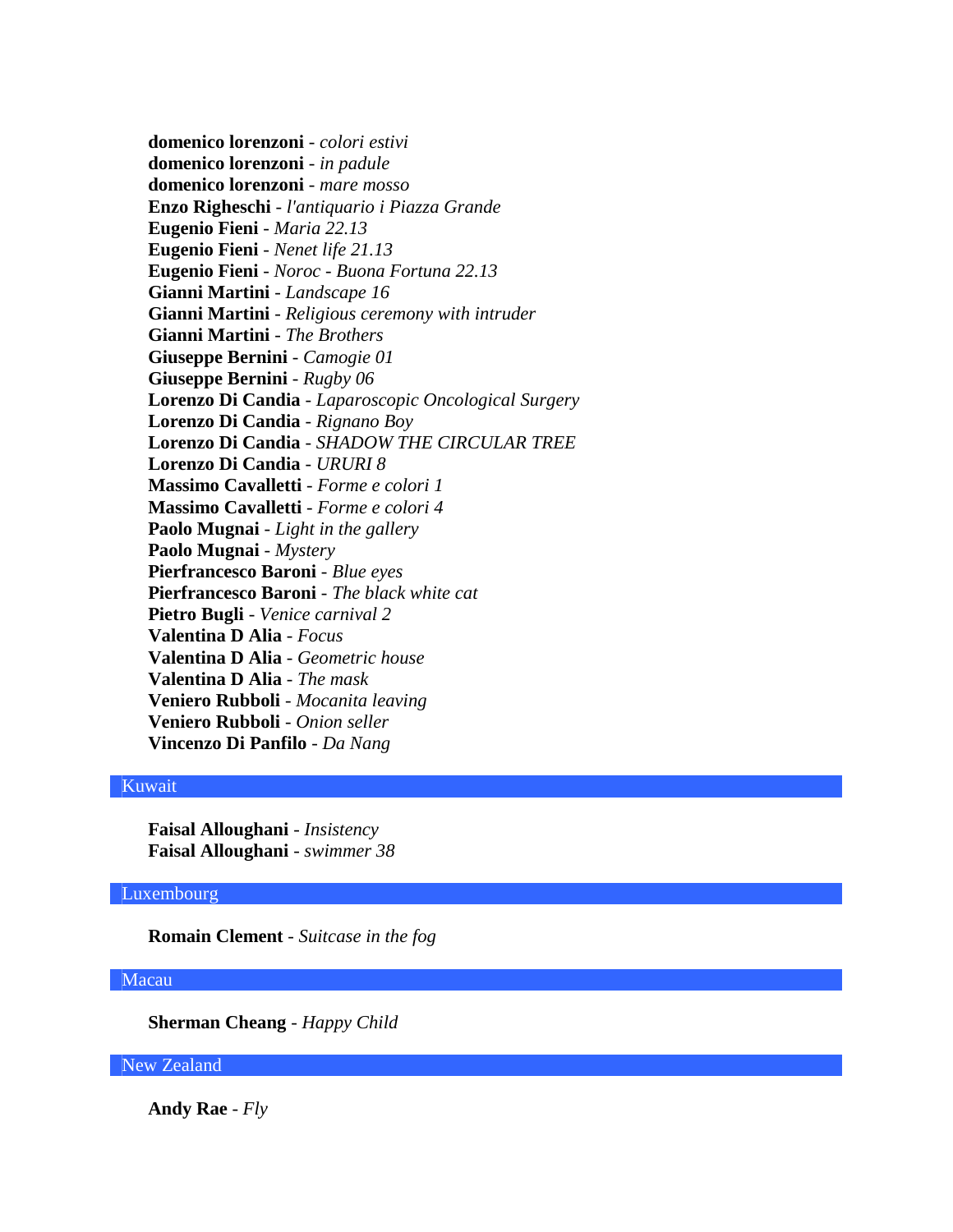**domenico lorenzoni** - *colori estivi*
**domenico lorenzoni** - *in padule*
**domenico lorenzoni** - *mare mosso*
**Enzo Righeschi** - *l'antiquario i Piazza Grande*
**Eugenio Fieni** - *Maria 22.13*
**Eugenio Fieni** - *Nenet life 21.13*
**Eugenio Fieni** - *Noroc - Buona Fortuna 22.13*
**Gianni Martini** - *Landscape 16*
**Gianni Martini** - *Religious ceremony with intruder*
**Gianni Martini** - *The Brothers*
**Giuseppe Bernini** - *Camogie 01*
**Giuseppe Bernini** - *Rugby 06*
**Lorenzo Di Candia** - *Laparoscopic Oncological Surgery*
**Lorenzo Di Candia** - *Rignano Boy*
**Lorenzo Di Candia** - *SHADOW THE CIRCULAR TREE*
**Lorenzo Di Candia** - *URURI 8*
**Massimo Cavalletti** - *Forme e colori 1*
**Massimo Cavalletti** - *Forme e colori 4*
**Paolo Mugnai** - *Light in the gallery*
**Paolo Mugnai** - *Mystery*
**Pierfrancesco Baroni** - *Blue eyes*
**Pierfrancesco Baroni** - *The black white cat*
**Pietro Bugli** - *Venice carnival 2*
**Valentina D Alia** - *Focus*
**Valentina D Alia** - *Geometric house*
**Valentina D Alia** - *The mask*
**Veniero Rubboli** - *Mocanita leaving*
**Veniero Rubboli** - *Onion seller*
**Vincenzo Di Panfilo** - *Da Nang*

## Kuwait

**Faisal Alloughani** - *Insistency*
**Faisal Alloughani** - *swimmer 38*

## Luxembourg

**Romain Clement** - *Suitcase in the fog*

## Macau

**Sherman Cheang** - *Happy Child*

## New Zealand

**Andy Rae** - *Fly*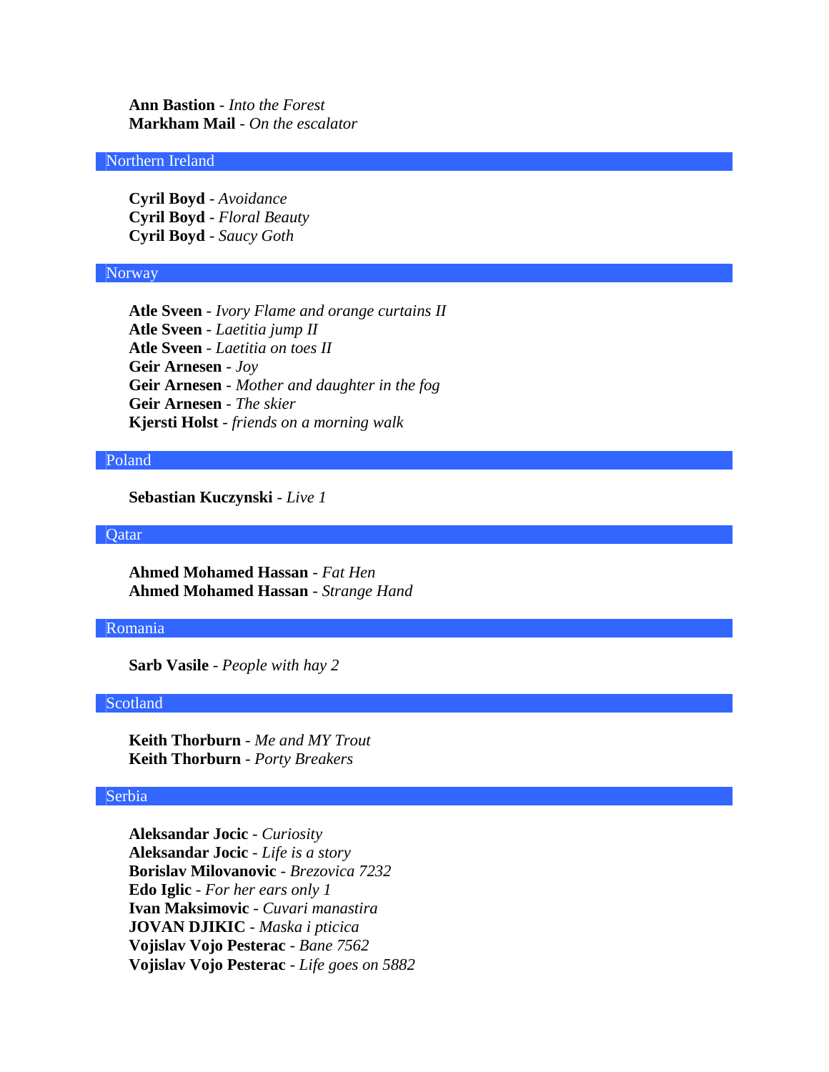**Ann Bastion** - *Into the Forest*
**Markham Mail** - *On the escalator*

## Northern Ireland

**Cyril Boyd** - *Avoidance*
**Cyril Boyd** - *Floral Beauty*
**Cyril Boyd** - *Saucy Goth*

## Norway

**Atle Sveen** - *Ivory Flame and orange curtains II*
**Atle Sveen** - *Laetitia jump II*
**Atle Sveen** - *Laetitia on toes II*
**Geir Arnesen** - *Joy*
**Geir Arnesen** - *Mother and daughter in the fog*
**Geir Arnesen** - *The skier*
**Kjersti Holst** - *friends on a morning walk*

## Poland

**Sebastian Kuczynski** - *Live 1*

## Qatar

**Ahmed Mohamed Hassan** - *Fat Hen*
**Ahmed Mohamed Hassan** - *Strange Hand*

## Romania

**Sarb Vasile** - *People with hay 2*

## Scotland

**Keith Thorburn** - *Me and MY Trout*
**Keith Thorburn** - *Porty Breakers*

## Serbia

**Aleksandar Jocic** - *Curiosity*
**Aleksandar Jocic** - *Life is a story*
**Borislav Milovanovic** - *Brezovica 7232*
**Edo Iglic** - *For her ears only 1*
**Ivan Maksimovic** - *Cuvari manastira*
**JOVAN DJIKIC** - *Maska i pticica*
**Vojislav Vojo Pesterac** - *Bane 7562*
**Vojislav Vojo Pesterac** - *Life goes on 5882*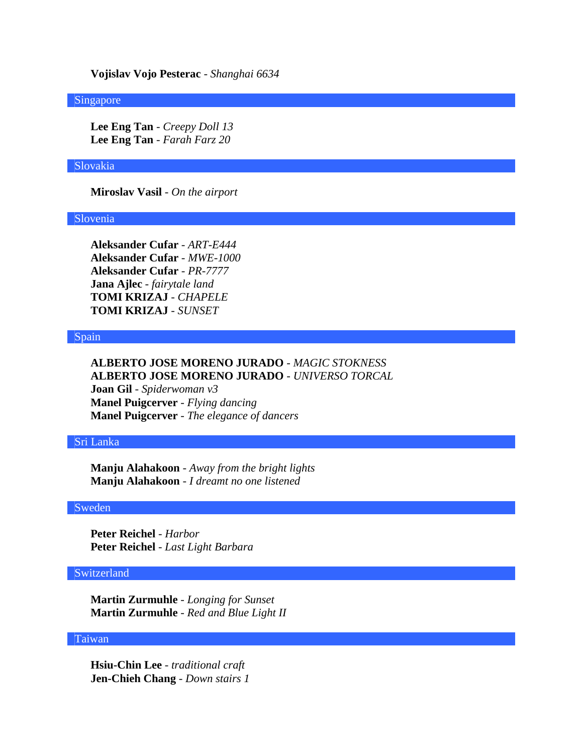**Vojislav Vojo Pesterac** - *Shanghai 6634*

## Singapore

**Lee Eng Tan** - *Creepy Doll 13*
**Lee Eng Tan** - *Farah Farz 20*

## Slovakia

**Miroslav Vasil** - *On the airport*

## Slovenia

**Aleksander Cufar** - *ART-E444*
**Aleksander Cufar** - *MWE-1000*
**Aleksander Cufar** - *PR-7777*
**Jana Ajlec** - *fairytale land*
**TOMI KRIZAJ** - *CHAPELE*
**TOMI KRIZAJ** - *SUNSET*

## Spain

**ALBERTO JOSE MORENO JURADO** - *MAGIC STOKNESS*
**ALBERTO JOSE MORENO JURADO** - *UNIVERSO TORCAL*
**Joan Gil** - *Spiderwoman v3*
**Manel Puigcerver** - *Flying dancing*
**Manel Puigcerver** - *The elegance of dancers*

## Sri Lanka

**Manju Alahakoon** - *Away from the bright lights*
**Manju Alahakoon** - *I dreamt no one listened*

## Sweden

**Peter Reichel** - *Harbor*
**Peter Reichel** - *Last Light Barbara*

## Switzerland

**Martin Zurmuhle** - *Longing for Sunset*
**Martin Zurmuhle** - *Red and Blue Light II*

## Taiwan

**Hsiu-Chin Lee** - *traditional craft*
**Jen-Chieh Chang** - *Down stairs 1*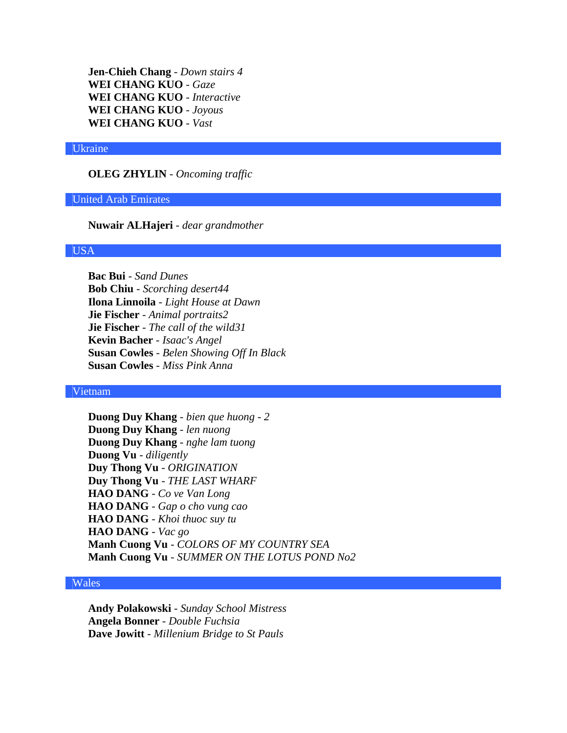**Jen-Chieh Chang** - *Down stairs 4*
**WEI CHANG KUO** - *Gaze*
**WEI CHANG KUO** - *Interactive*
**WEI CHANG KUO** - *Joyous*
**WEI CHANG KUO** - *Vast*

## Ukraine

**OLEG ZHYLIN** - *Oncoming traffic*

## United Arab Emirates

**Nuwair ALHajeri** - *dear grandmother*

## USA

**Bac Bui** - *Sand Dunes*
**Bob Chiu** - *Scorching desert44*
**Ilona Linnoila** - *Light House at Dawn*
**Jie Fischer** - *Animal portraits2*
**Jie Fischer** - *The call of the wild31*
**Kevin Bacher** - *Isaac's Angel*
**Susan Cowles** - *Belen Showing Off In Black*
**Susan Cowles** - *Miss Pink Anna*

## Vietnam

**Duong Duy Khang** - *bien que huong - 2*
**Duong Duy Khang** - *len nuong*
**Duong Duy Khang** - *nghe lam tuong*
**Duong Vu** - *diligently*
**Duy Thong Vu** - *ORIGINATION*
**Duy Thong Vu** - *THE LAST WHARF*
**HAO DANG** - *Co ve Van Long*
**HAO DANG** - *Gap o cho vung cao*
**HAO DANG** - *Khoi thuoc suy tu*
**HAO DANG** - *Vac go*
**Manh Cuong Vu** - *COLORS OF MY COUNTRY SEA*
**Manh Cuong Vu** - *SUMMER ON THE LOTUS POND No2*

## Wales

**Andy Polakowski** - *Sunday School Mistress*
**Angela Bonner** - *Double Fuchsia*
**Dave Jowitt** - *Millenium Bridge to St Pauls*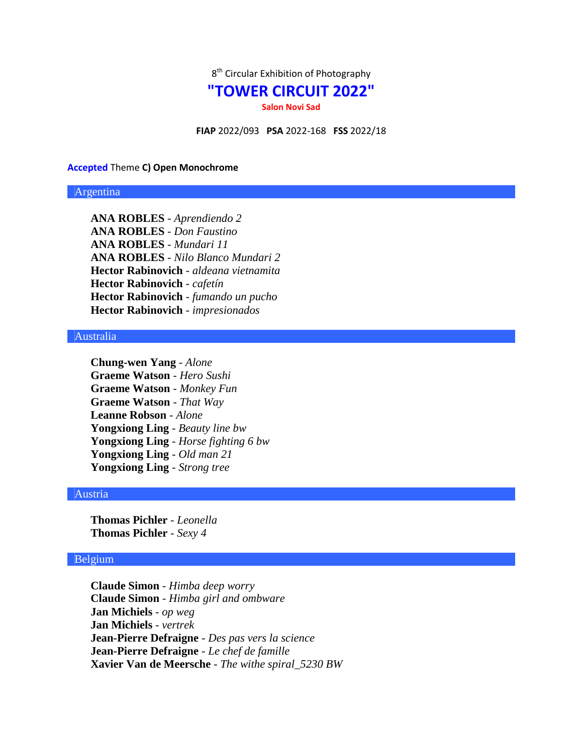8th Circular Exhibition of Photography

# "TOWER CIRCUIT 2022"

**Salon Novi Sad**

**FIAP** 2022/093 **PSA** 2022-168 **FSS** 2022/18

**Accepted** Theme **C) Open Monochrome**

## Argentina

**ANA ROBLES** - *Aprendiendo 2*
**ANA ROBLES** - *Don Faustino*
**ANA ROBLES** - *Mundari 11*
**ANA ROBLES** - *Nilo Blanco Mundari 2*
**Hector Rabinovich** - *aldeana vietnamita*
**Hector Rabinovich** - *cafetín*
**Hector Rabinovich** - *fumando un pucho*
**Hector Rabinovich** - *impresionados*

## Australia

**Chung-wen Yang** - *Alone*
**Graeme Watson** - *Hero Sushi*
**Graeme Watson** - *Monkey Fun*
**Graeme Watson** - *That Way*
**Leanne Robson** - *Alone*
**Yongxiong Ling** - *Beauty line bw*
**Yongxiong Ling** - *Horse fighting 6 bw*
**Yongxiong Ling** - *Old man 21*
**Yongxiong Ling** - *Strong tree*

## Austria

**Thomas Pichler** - *Leonella*
**Thomas Pichler** - *Sexy 4*

## Belgium

**Claude Simon** - *Himba deep worry*
**Claude Simon** - *Himba girl and ombware*
**Jan Michiels** - *op weg*
**Jan Michiels** - *vertrek*
**Jean-Pierre Defraigne** - *Des pas vers la science*
**Jean-Pierre Defraigne** - *Le chef de famille*
**Xavier Van de Meersche** - *The withe spiral_5230 BW*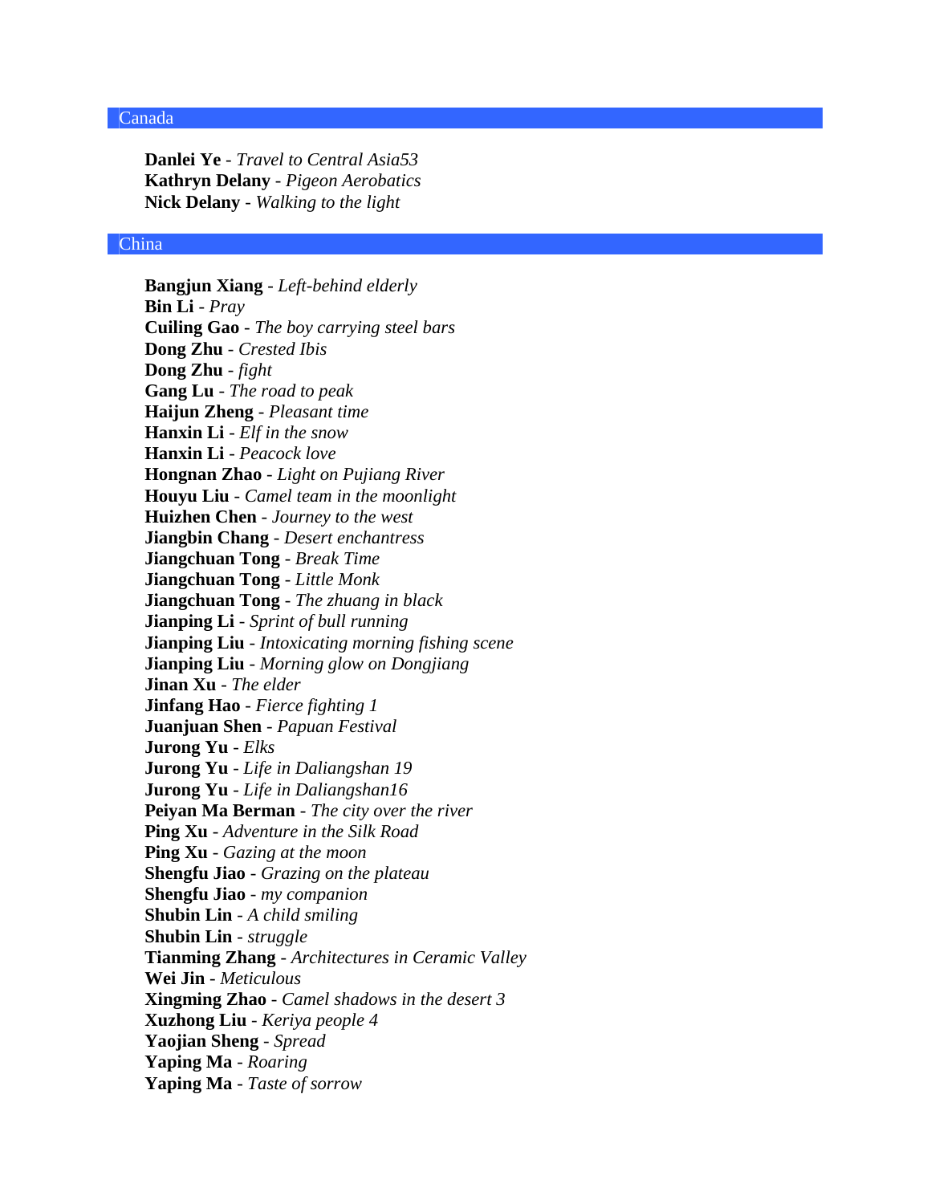## Canada

**Danlei Ye** - *Travel to Central Asia53*
**Kathryn Delany** - *Pigeon Aerobatics*
**Nick Delany** - *Walking to the light*

## China

**Bangjun Xiang** - *Left-behind elderly*
**Bin Li** - *Pray*
**Cuiling Gao** - *The boy carrying steel bars*
**Dong Zhu** - *Crested Ibis*
**Dong Zhu** - *fight*
**Gang Lu** - *The road to peak*
**Haijun Zheng** - *Pleasant time*
**Hanxin Li** - *Elf in the snow*
**Hanxin Li** - *Peacock love*
**Hongnan Zhao** - *Light on Pujiang River*
**Houyu Liu** - *Camel team in the moonlight*
**Huizhen Chen** - *Journey to the west*
**Jiangbin Chang** - *Desert enchantress*
**Jiangchuan Tong** - *Break Time*
**Jiangchuan Tong** - *Little Monk*
**Jiangchuan Tong** - *The zhuang in black*
**Jianping Li** - *Sprint of bull running*
**Jianping Liu** - *Intoxicating morning fishing scene*
**Jianping Liu** - *Morning glow on Dongjiang*
**Jinan Xu** - *The elder*
**Jinfang Hao** - *Fierce fighting 1*
**Juanjuan Shen** - *Papuan Festival*
**Jurong Yu** - *Elks*
**Jurong Yu** - *Life in Daliangshan 19*
**Jurong Yu** - *Life in Daliangshan16*
**Peiyan Ma Berman** - *The city over the river*
**Ping Xu** - *Adventure in the Silk Road*
**Ping Xu** - *Gazing at the moon*
**Shengfu Jiao** - *Grazing on the plateau*
**Shengfu Jiao** - *my companion*
**Shubin Lin** - *A child smiling*
**Shubin Lin** - *struggle*
**Tianming Zhang** - *Architectures in Ceramic Valley*
**Wei Jin** - *Meticulous*
**Xingming Zhao** - *Camel shadows in the desert 3*
**Xuzhong Liu** - *Keriya people 4*
**Yaojian Sheng** - *Spread*
**Yaping Ma** - *Roaring*
**Yaping Ma** - *Taste of sorrow*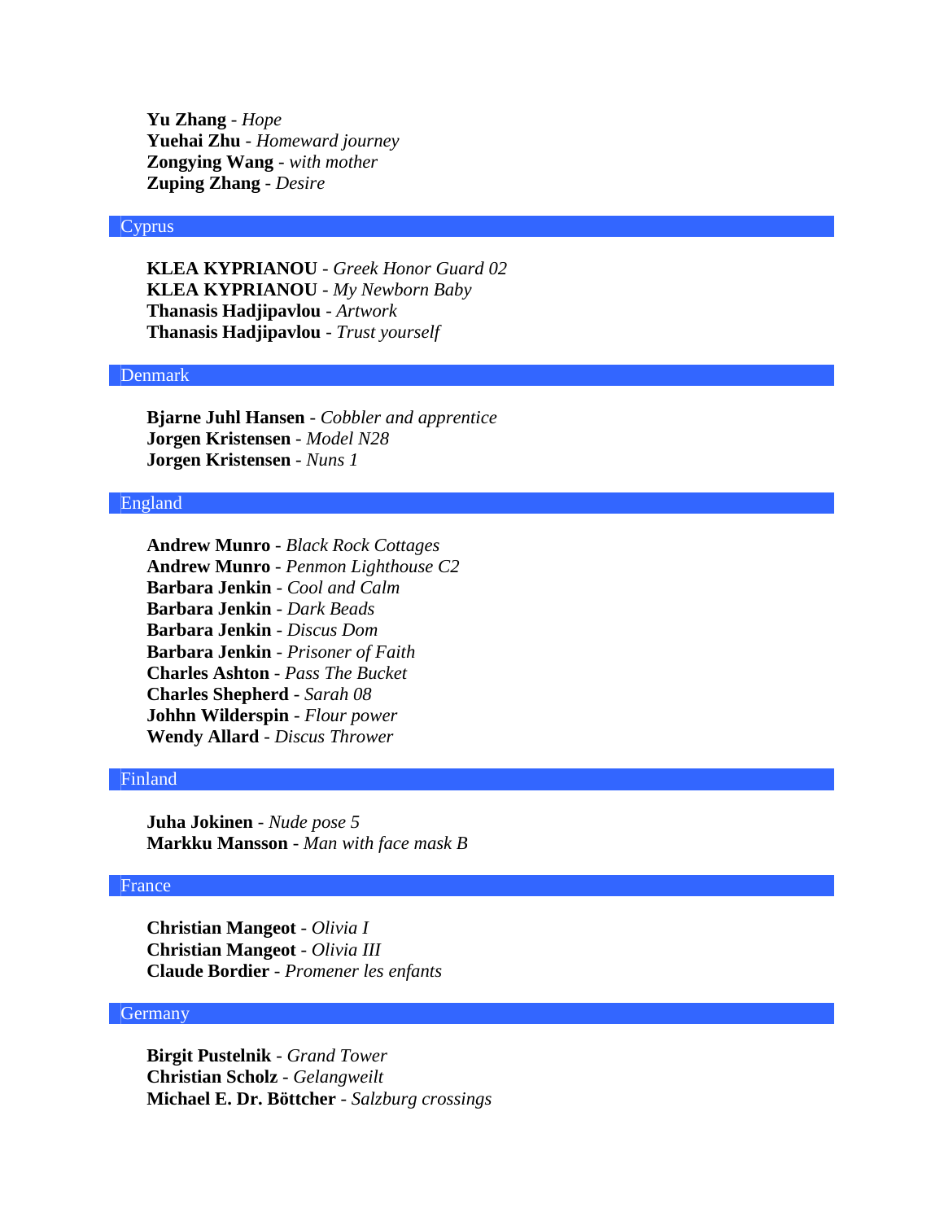**Yu Zhang** - *Hope*
**Yuehai Zhu** - *Homeward journey*
**Zongying Wang** - *with mother*
**Zuping Zhang** - *Desire*

## Cyprus

**KLEA KYPRIANOU** - *Greek Honor Guard 02*
**KLEA KYPRIANOU** - *My Newborn Baby*
**Thanasis Hadjipavlou** - *Artwork*
**Thanasis Hadjipavlou** - *Trust yourself*

## Denmark

**Bjarne Juhl Hansen** - *Cobbler and apprentice*
**Jorgen Kristensen** - *Model N28*
**Jorgen Kristensen** - *Nuns 1*

## England

**Andrew Munro** - *Black Rock Cottages*
**Andrew Munro** - *Penmon Lighthouse C2*
**Barbara Jenkin** - *Cool and Calm*
**Barbara Jenkin** - *Dark Beads*
**Barbara Jenkin** - *Discus Dom*
**Barbara Jenkin** - *Prisoner of Faith*
**Charles Ashton** - *Pass The Bucket*
**Charles Shepherd** - *Sarah 08*
**Johhn Wilderspin** - *Flour power*
**Wendy Allard** - *Discus Thrower*

## Finland

**Juha Jokinen** - *Nude pose 5*
**Markku Mansson** - *Man with face mask B*

## France

**Christian Mangeot** - *Olivia I*
**Christian Mangeot** - *Olivia III*
**Claude Bordier** - *Promener les enfants*

## Germany

**Birgit Pustelnik** - *Grand Tower*
**Christian Scholz** - *Gelangweilt*
**Michael E. Dr. Böttcher** - *Salzburg crossings*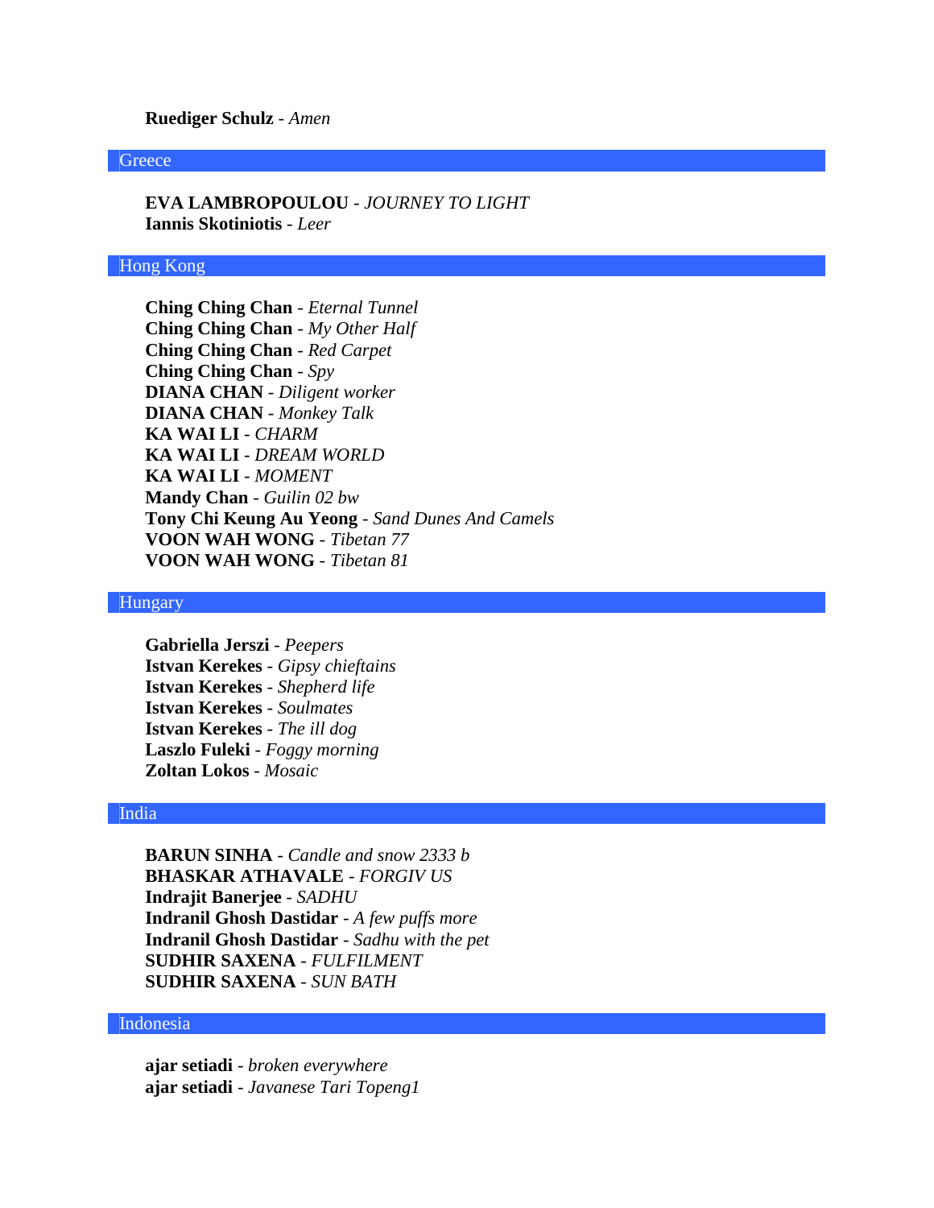**Ruediger Schulz** - *Amen*

## Greece

**EVA LAMBROPOULOU** - *JOURNEY TO LIGHT*
**Iannis Skotiniotis** - *Leer*

## Hong Kong

**Ching Ching Chan** - *Eternal Tunnel*
**Ching Ching Chan** - *My Other Half*
**Ching Ching Chan** - *Red Carpet*
**Ching Ching Chan** - *Spy*
**DIANA CHAN** - *Diligent worker*
**DIANA CHAN** - *Monkey Talk*
**KA WAI LI** - *CHARM*
**KA WAI LI** - *DREAM WORLD*
**KA WAI LI** - *MOMENT*
**Mandy Chan** - *Guilin 02 bw*
**Tony Chi Keung Au Yeong** - *Sand Dunes And Camels*
**VOON WAH WONG** - *Tibetan 77*
**VOON WAH WONG** - *Tibetan 81*

## Hungary

**Gabriella Jerszi** - *Peepers*
**Istvan Kerekes** - *Gipsy chieftains*
**Istvan Kerekes** - *Shepherd life*
**Istvan Kerekes** - *Soulmates*
**Istvan Kerekes** - *The ill dog*
**Laszlo Fuleki** - *Foggy morning*
**Zoltan Lokos** - *Mosaic*

## India

**BARUN SINHA** - *Candle and snow 2333 b*
**BHASKAR ATHAVALE** - *FORGIV US*
**Indrajit Banerjee** - *SADHU*
**Indranil Ghosh Dastidar** - *A few puffs more*
**Indranil Ghosh Dastidar** - *Sadhu with the pet*
**SUDHIR SAXENA** - *FULFILMENT*
**SUDHIR SAXENA** - *SUN BATH*

## Indonesia

**ajar setiadi** - *broken everywhere*
**ajar setiadi** - *Javanese Tari Topeng1*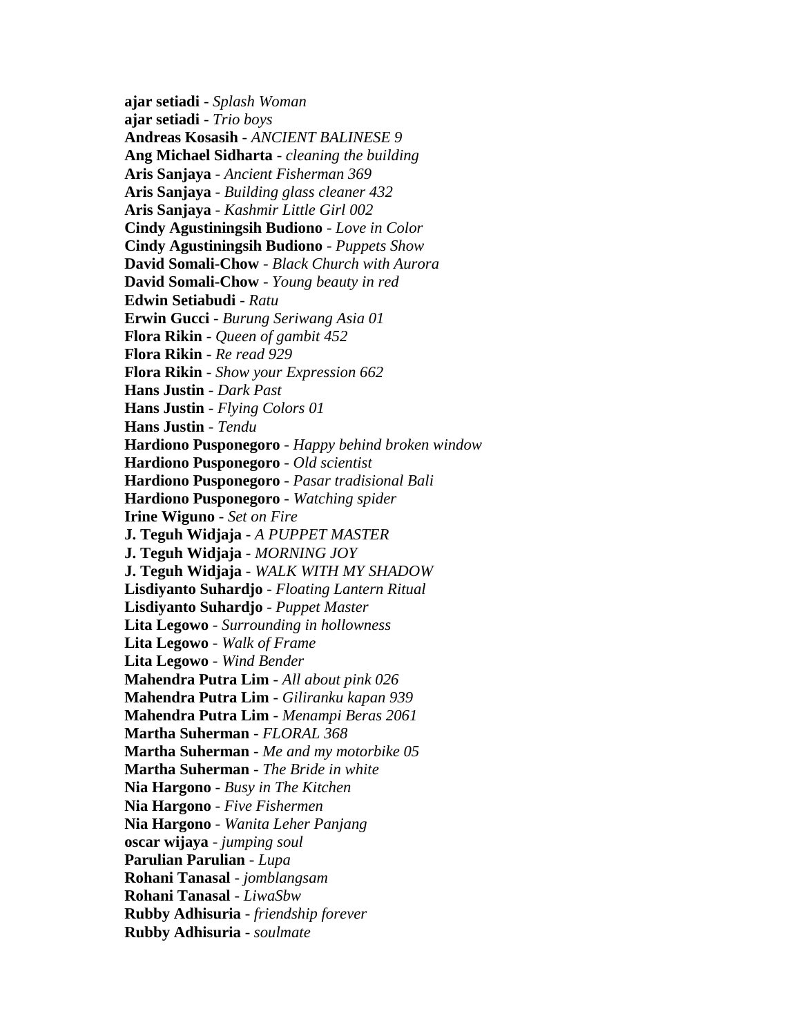**ajar setiadi** - *Splash Woman*
**ajar setiadi** - *Trio boys*
**Andreas Kosasih** - *ANCIENT BALINESE 9*
**Ang Michael Sidharta** - *cleaning the building*
**Aris Sanjaya** - *Ancient Fisherman 369*
**Aris Sanjaya** - *Building glass cleaner 432*
**Aris Sanjaya** - *Kashmir Little Girl 002*
**Cindy Agustiningsih Budiono** - *Love in Color*
**Cindy Agustiningsih Budiono** - *Puppets Show*
**David Somali-Chow** - *Black Church with Aurora*
**David Somali-Chow** - *Young beauty in red*
**Edwin Setiabudi** - *Ratu*
**Erwin Gucci** - *Burung Seriwang Asia 01*
**Flora Rikin** - *Queen of gambit 452*
**Flora Rikin** - *Re read 929*
**Flora Rikin** - *Show your Expression 662*
**Hans Justin** - *Dark Past*
**Hans Justin** - *Flying Colors 01*
**Hans Justin** - *Tendu*
**Hardiono Pusponegoro** - *Happy behind broken window*
**Hardiono Pusponegoro** - *Old scientist*
**Hardiono Pusponegoro** - *Pasar tradisional Bali*
**Hardiono Pusponegoro** - *Watching spider*
**Irine Wiguno** - *Set on Fire*
**J. Teguh Widjaja** - *A PUPPET MASTER*
**J. Teguh Widjaja** - *MORNING JOY*
**J. Teguh Widjaja** - *WALK WITH MY SHADOW*
**Lisdiyanto Suhardjo** - *Floating Lantern Ritual*
**Lisdiyanto Suhardjo** - *Puppet Master*
**Lita Legowo** - *Surrounding in hollowness*
**Lita Legowo** - *Walk of Frame*
**Lita Legowo** - *Wind Bender*
**Mahendra Putra Lim** - *All about pink 026*
**Mahendra Putra Lim** - *Giliranku kapan 939*
**Mahendra Putra Lim** - *Menampi Beras 2061*
**Martha Suherman** - *FLORAL 368*
**Martha Suherman** - *Me and my motorbike 05*
**Martha Suherman** - *The Bride in white*
**Nia Hargono** - *Busy in The Kitchen*
**Nia Hargono** - *Five Fishermen*
**Nia Hargono** - *Wanita Leher Panjang*
**oscar wijaya** - *jumping soul*
**Parulian Parulian** - *Lupa*
**Rohani Tanasal** - *jomblangsam*
**Rohani Tanasal** - *LiwaSbw*
**Rubby Adhisuria** - *friendship forever*
**Rubby Adhisuria** - *soulmate*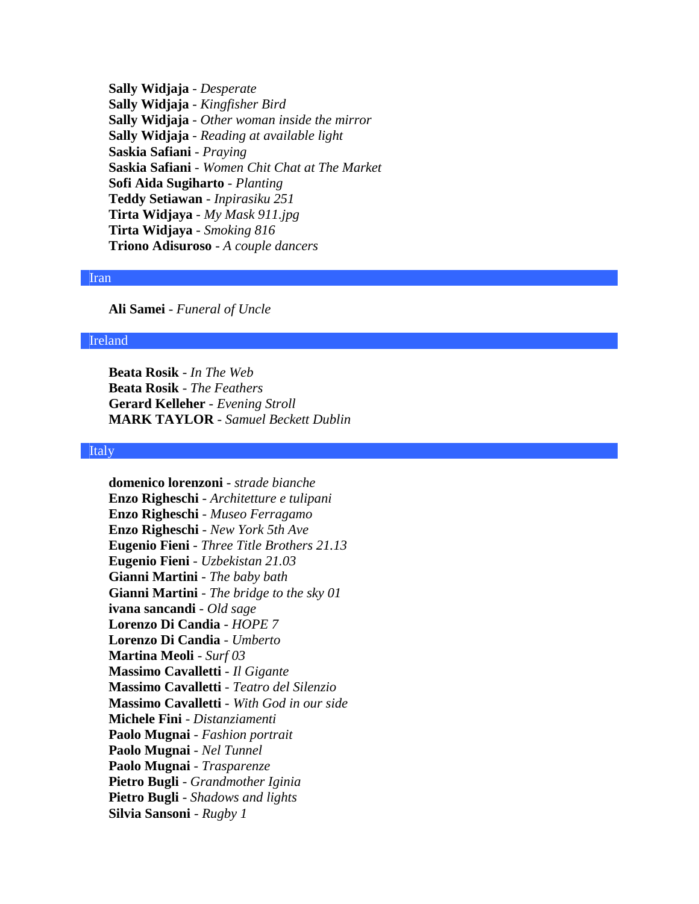**Sally Widjaja** - *Desperate*
**Sally Widjaja** - *Kingfisher Bird*
**Sally Widjaja** - *Other woman inside the mirror*
**Sally Widjaja** - *Reading at available light*
**Saskia Safiani** - *Praying*
**Saskia Safiani** - *Women Chit Chat at The Market*
**Sofi Aida Sugiharto** - *Planting*
**Teddy Setiawan** - *Inpirasiku 251*
**Tirta Widjaya** - *My Mask 911.jpg*
**Tirta Widjaya** - *Smoking 816*
**Triono Adisuroso** - *A couple dancers*

## Iran

**Ali Samei** - *Funeral of Uncle*

## Ireland

**Beata Rosik** - *In The Web*
**Beata Rosik** - *The Feathers*
**Gerard Kelleher** - *Evening Stroll*
**MARK TAYLOR** - *Samuel Beckett Dublin*

## Italy

**domenico lorenzoni** - *strade bianche*
**Enzo Righeschi** - *Architetture e tulipani*
**Enzo Righeschi** - *Museo Ferragamo*
**Enzo Righeschi** - *New York 5th Ave*
**Eugenio Fieni** - *Three Title Brothers 21.13*
**Eugenio Fieni** - *Uzbekistan 21.03*
**Gianni Martini** - *The baby bath*
**Gianni Martini** - *The bridge to the sky 01*
**ivana sancandi** - *Old sage*
**Lorenzo Di Candia** - *HOPE 7*
**Lorenzo Di Candia** - *Umberto*
**Martina Meoli** - *Surf 03*
**Massimo Cavalletti** - *Il Gigante*
**Massimo Cavalletti** - *Teatro del Silenzio*
**Massimo Cavalletti** - *With God in our side*
**Michele Fini** - *Distanziamenti*
**Paolo Mugnai** - *Fashion portrait*
**Paolo Mugnai** - *Nel Tunnel*
**Paolo Mugnai** - *Trasparenze*
**Pietro Bugli** - *Grandmother Iginia*
**Pietro Bugli** - *Shadows and lights*
**Silvia Sansoni** - *Rugby 1*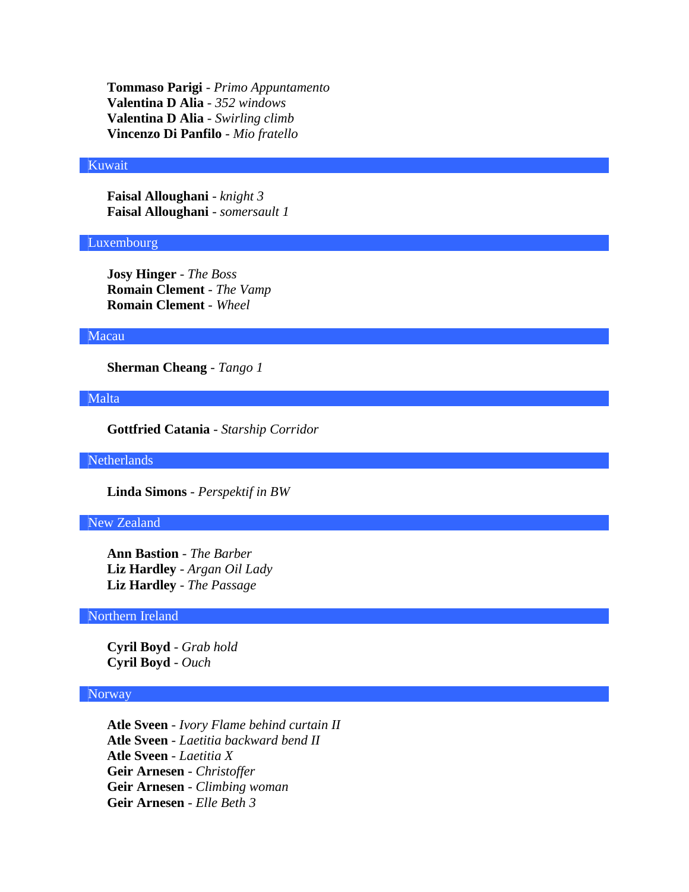**Tommaso Parigi** - *Primo Appuntamento*
**Valentina D Alia** - *352 windows*
**Valentina D Alia** - *Swirling climb*
**Vincenzo Di Panfilo** - *Mio fratello*

## Kuwait

**Faisal Alloughani** - *knight 3*
**Faisal Alloughani** - *somersault 1*

## Luxembourg

**Josy Hinger** - *The Boss*
**Romain Clement** - *The Vamp*
**Romain Clement** - *Wheel*

## Macau

**Sherman Cheang** - *Tango 1*

## Malta

**Gottfried Catania** - *Starship Corridor*

## Netherlands

**Linda Simons** - *Perspektif in BW*

## New Zealand

**Ann Bastion** - *The Barber*
**Liz Hardley** - *Argan Oil Lady*
**Liz Hardley** - *The Passage*

## Northern Ireland

**Cyril Boyd** - *Grab hold*
**Cyril Boyd** - *Ouch*

## Norway

**Atle Sveen** - *Ivory Flame behind curtain II*
**Atle Sveen** - *Laetitia backward bend II*
**Atle Sveen** - *Laetitia X*
**Geir Arnesen** - *Christoffer*
**Geir Arnesen** - *Climbing woman*
**Geir Arnesen** - *Elle Beth 3*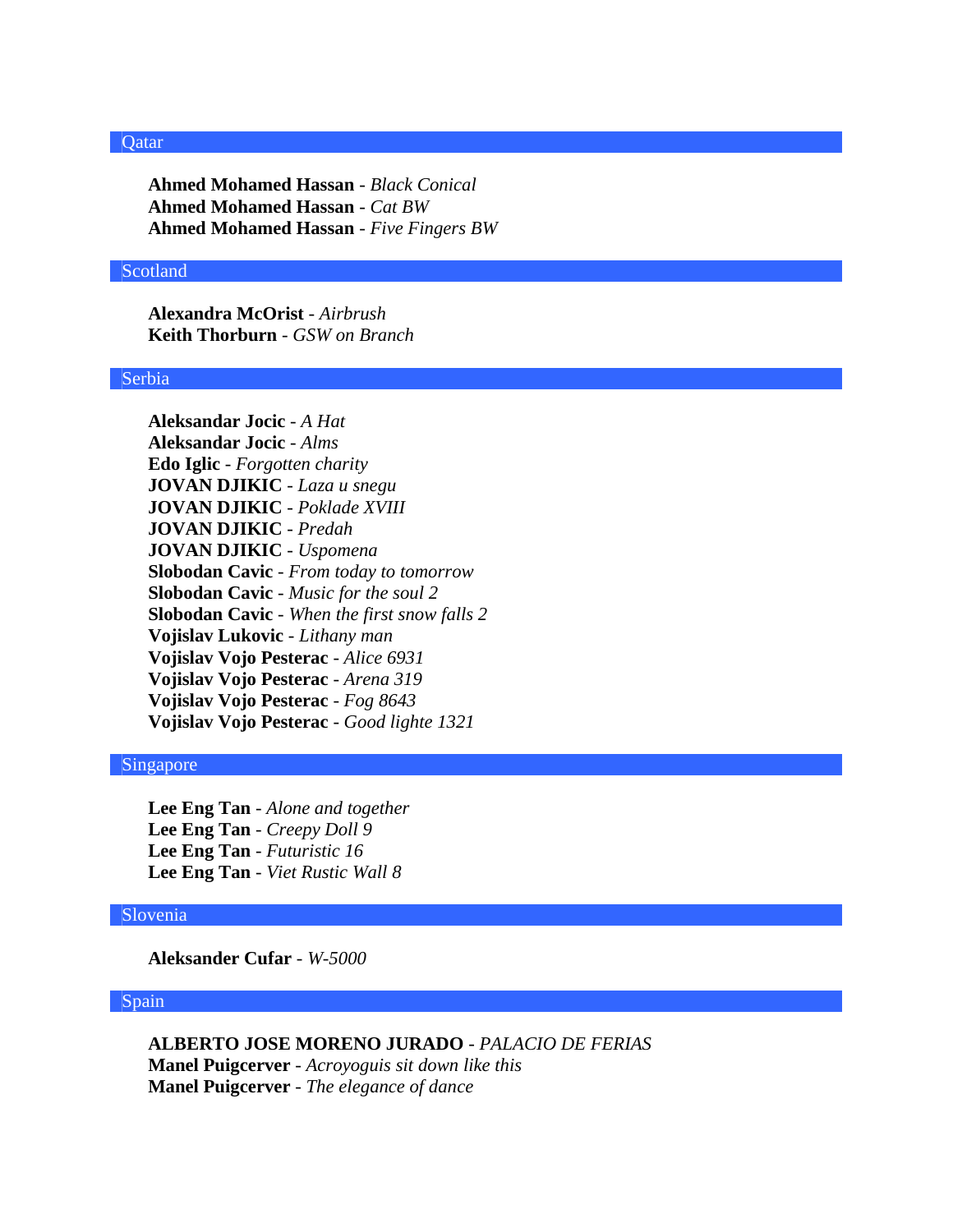## Qatar

**Ahmed Mohamed Hassan** - *Black Conical*
**Ahmed Mohamed Hassan** - *Cat BW*
**Ahmed Mohamed Hassan** - *Five Fingers BW*

## Scotland

**Alexandra McOrist** - *Airbrush*
**Keith Thorburn** - *GSW on Branch*

## Serbia

**Aleksandar Jocic** - *A Hat*
**Aleksandar Jocic** - *Alms*
**Edo Iglic** - *Forgotten charity*
**JOVAN DJIKIC** - *Laza u snegu*
**JOVAN DJIKIC** - *Poklade XVIII*
**JOVAN DJIKIC** - *Predah*
**JOVAN DJIKIC** - *Uspomena*
**Slobodan Cavic** - *From today to tomorrow*
**Slobodan Cavic** - *Music for the soul 2*
**Slobodan Cavic** - *When the first snow falls 2*
**Vojislav Lukovic** - *Lithany man*
**Vojislav Vojo Pesterac** - *Alice 6931*
**Vojislav Vojo Pesterac** - *Arena 319*
**Vojislav Vojo Pesterac** - *Fog 8643*
**Vojislav Vojo Pesterac** - *Good lighte 1321*

## Singapore

**Lee Eng Tan** - *Alone and together*
**Lee Eng Tan** - *Creepy Doll 9*
**Lee Eng Tan** - *Futuristic 16*
**Lee Eng Tan** - *Viet Rustic Wall 8*

## Slovenia

**Aleksander Cufar** - *W-5000*

## Spain

**ALBERTO JOSE MORENO JURADO** - *PALACIO DE FERIAS*
**Manel Puigcerver** - *Acroyoguis sit down like this*
**Manel Puigcerver** - *The elegance of dance*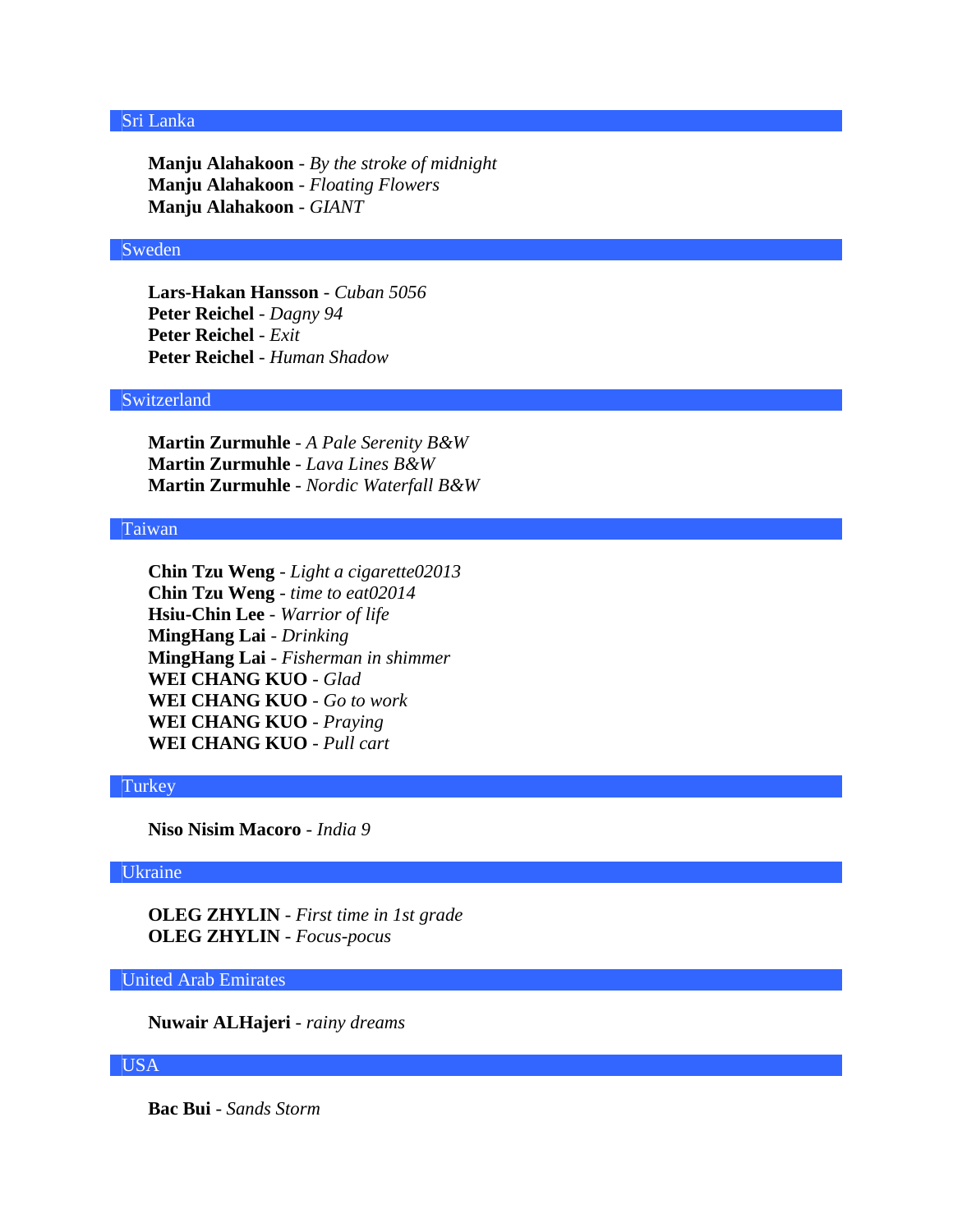## Sri Lanka

**Manju Alahakoon** - *By the stroke of midnight*
**Manju Alahakoon** - *Floating Flowers*
**Manju Alahakoon** - *GIANT*

## Sweden

**Lars-Hakan Hansson** - *Cuban 5056*
**Peter Reichel** - *Dagny 94*
**Peter Reichel** - *Exit*
**Peter Reichel** - *Human Shadow*

## Switzerland

**Martin Zurmuhle** - *A Pale Serenity B&W*
**Martin Zurmuhle** - *Lava Lines B&W*
**Martin Zurmuhle** - *Nordic Waterfall B&W*

## Taiwan

**Chin Tzu Weng** - *Light a cigarette02013*
**Chin Tzu Weng** - *time to eat02014*
**Hsiu-Chin Lee** - *Warrior of life*
**MingHang Lai** - *Drinking*
**MingHang Lai** - *Fisherman in shimmer*
**WEI CHANG KUO** - *Glad*
**WEI CHANG KUO** - *Go to work*
**WEI CHANG KUO** - *Praying*
**WEI CHANG KUO** - *Pull cart*

## Turkey

**Niso Nisim Macoro** - *India 9*

## Ukraine

**OLEG ZHYLIN** - *First time in 1st grade*
**OLEG ZHYLIN** - *Focus-pocus*

## United Arab Emirates

**Nuwair ALHajeri** - *rainy dreams*

## USA

**Bac Bui** - *Sands Storm*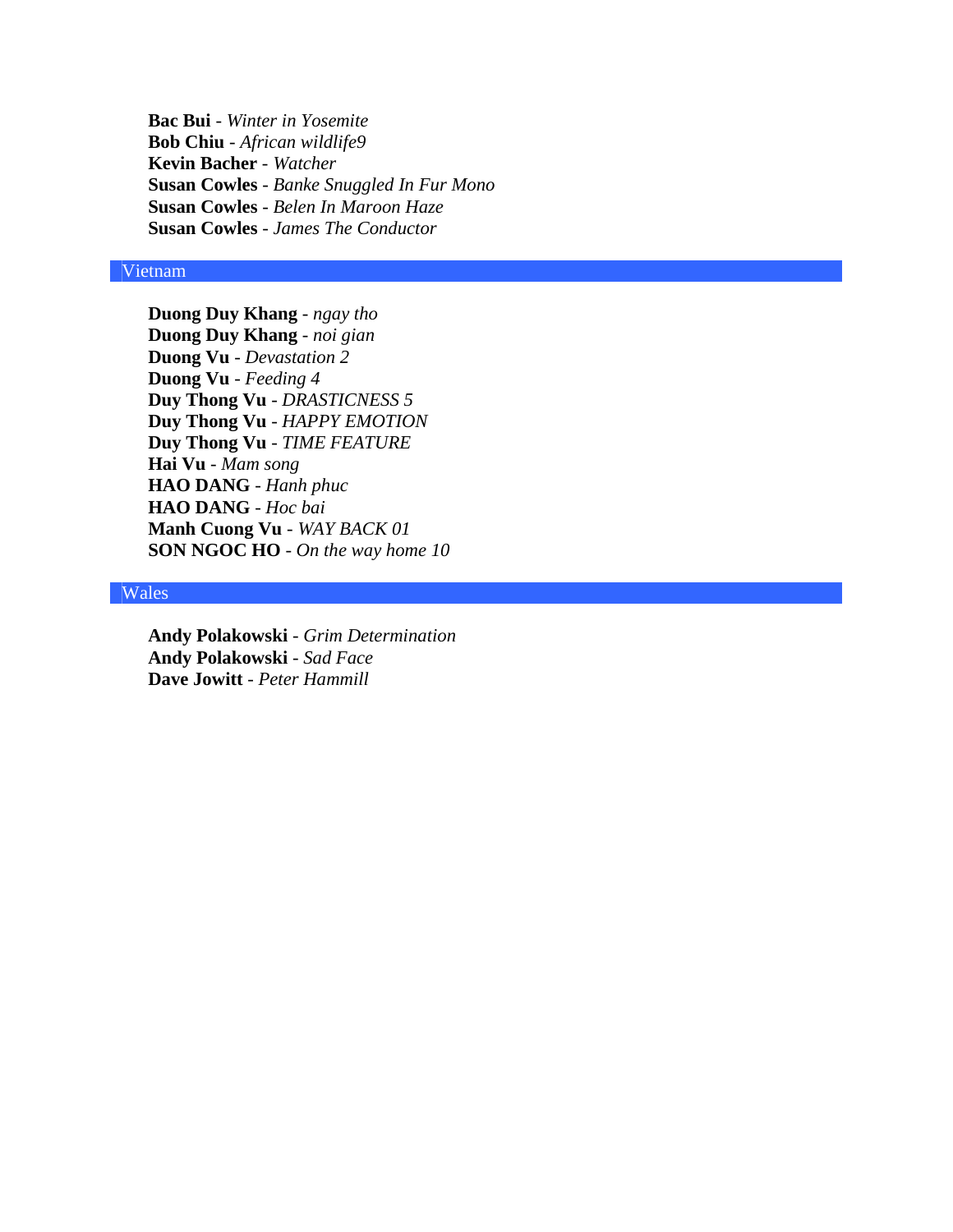**Bac Bui** - *Winter in Yosemite*
**Bob Chiu** - *African wildlife9*
**Kevin Bacher** - *Watcher*
**Susan Cowles** - *Banke Snuggled In Fur Mono*
**Susan Cowles** - *Belen In Maroon Haze*
**Susan Cowles** - *James The Conductor*

## Vietnam

**Duong Duy Khang** - *ngay tho*
**Duong Duy Khang** - *noi gian*
**Duong Vu** - *Devastation 2*
**Duong Vu** - *Feeding 4*
**Duy Thong Vu** - *DRASTICNESS 5*
**Duy Thong Vu** - *HAPPY EMOTION*
**Duy Thong Vu** - *TIME FEATURE*
**Hai Vu** - *Mam song*
**HAO DANG** - *Hanh phuc*
**HAO DANG** - *Hoc bai*
**Manh Cuong Vu** - *WAY BACK 01*
**SON NGOC HO** - *On the way home 10*

## Wales

**Andy Polakowski** - *Grim Determination*
**Andy Polakowski** - *Sad Face*
**Dave Jowitt** - *Peter Hammill*